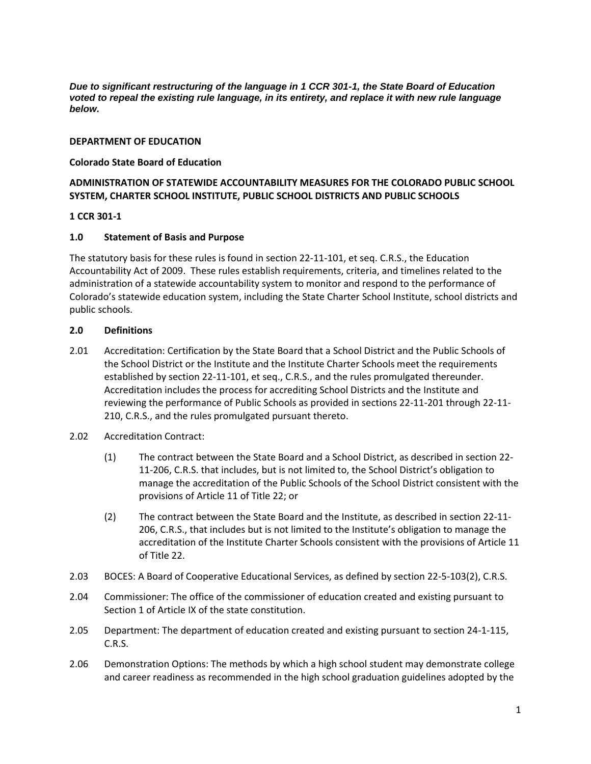***Due to significant restructuring of the language in 1 CCR 301-1, the State Board of Education voted to repeal the existing rule language, in its entirety, and replace it with new rule language below.***

**DEPARTMENT OF EDUCATION**

**Colorado State Board of Education**

**ADMINISTRATION OF STATEWIDE ACCOUNTABILITY MEASURES FOR THE COLORADO PUBLIC SCHOOL SYSTEM, CHARTER SCHOOL INSTITUTE, PUBLIC SCHOOL DISTRICTS AND PUBLIC SCHOOLS**

**1 CCR 301-1**

## 1.0 Statement of Basis and Purpose

The statutory basis for these rules is found in section 22-11-101, et seq. C.R.S., the Education Accountability Act of 2009. These rules establish requirements, criteria, and timelines related to the administration of a statewide accountability system to monitor and respond to the performance of Colorado's statewide education system, including the State Charter School Institute, school districts and public schools.

## 2.0 Definitions

2.01 Accreditation: Certification by the State Board that a School District and the Public Schools of the School District or the Institute and the Institute Charter Schools meet the requirements established by section 22-11-101, et seq., C.R.S., and the rules promulgated thereunder. Accreditation includes the process for accrediting School Districts and the Institute and reviewing the performance of Public Schools as provided in sections 22-11-201 through 22-11-210, C.R.S., and the rules promulgated pursuant thereto.

2.02 Accreditation Contract:

(1) The contract between the State Board and a School District, as described in section 22-11-206, C.R.S. that includes, but is not limited to, the School District's obligation to manage the accreditation of the Public Schools of the School District consistent with the provisions of Article 11 of Title 22; or

(2) The contract between the State Board and the Institute, as described in section 22-11-206, C.R.S., that includes but is not limited to the Institute's obligation to manage the accreditation of the Institute Charter Schools consistent with the provisions of Article 11 of Title 22.

2.03 BOCES: A Board of Cooperative Educational Services, as defined by section 22-5-103(2), C.R.S.

2.04 Commissioner: The office of the commissioner of education created and existing pursuant to Section 1 of Article IX of the state constitution.

2.05 Department: The department of education created and existing pursuant to section 24-1-115, C.R.S.

2.06 Demonstration Options: The methods by which a high school student may demonstrate college and career readiness as recommended in the high school graduation guidelines adopted by the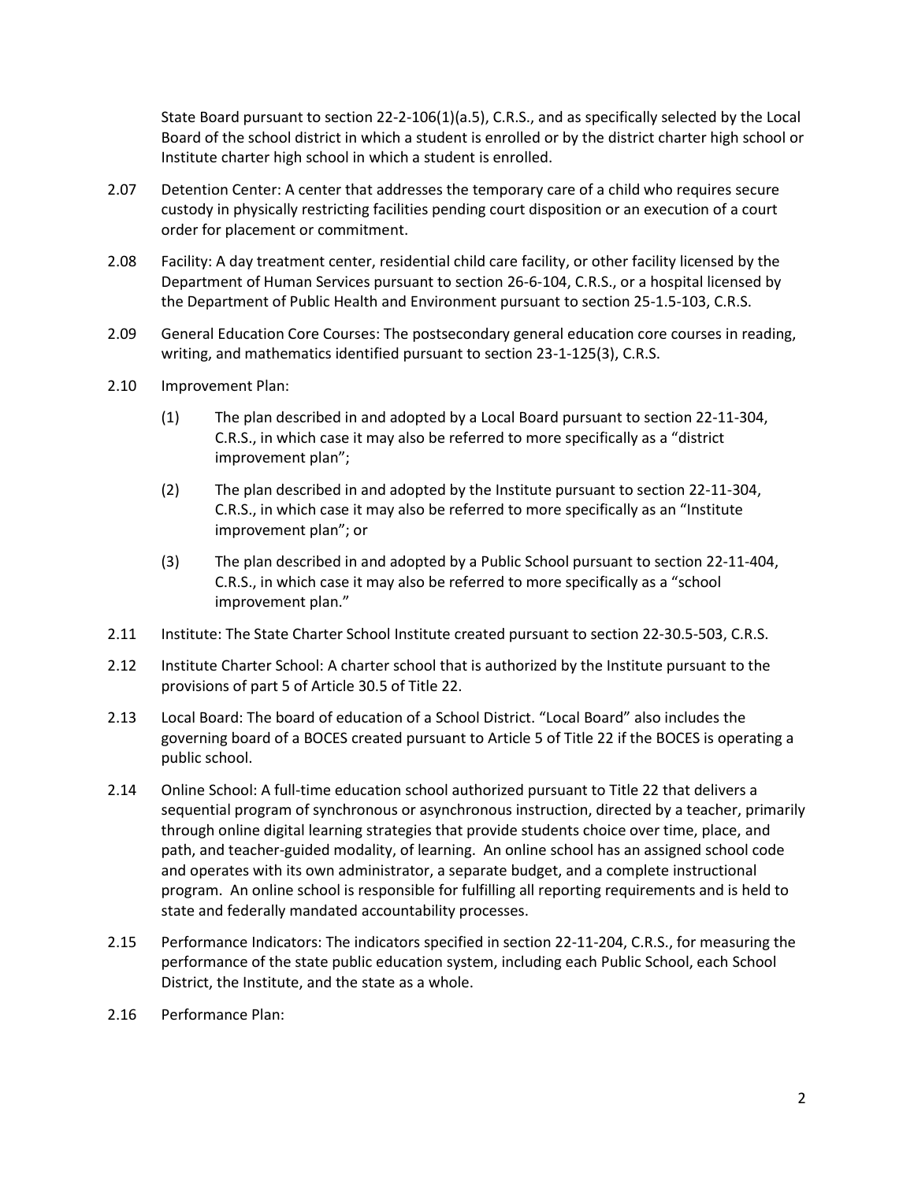State Board pursuant to section 22-2-106(1)(a.5), C.R.S., and as specifically selected by the Local Board of the school district in which a student is enrolled or by the district charter high school or Institute charter high school in which a student is enrolled.

2.07 Detention Center: A center that addresses the temporary care of a child who requires secure custody in physically restricting facilities pending court disposition or an execution of a court order for placement or commitment.

2.08 Facility: A day treatment center, residential child care facility, or other facility licensed by the Department of Human Services pursuant to section 26-6-104, C.R.S., or a hospital licensed by the Department of Public Health and Environment pursuant to section 25-1.5-103, C.R.S.

2.09 General Education Core Courses: The postsecondary general education core courses in reading, writing, and mathematics identified pursuant to section 23-1-125(3), C.R.S.

2.10 Improvement Plan:

(1) The plan described in and adopted by a Local Board pursuant to section 22-11-304, C.R.S., in which case it may also be referred to more specifically as a "district improvement plan";

(2) The plan described in and adopted by the Institute pursuant to section 22-11-304, C.R.S., in which case it may also be referred to more specifically as an "Institute improvement plan"; or

(3) The plan described in and adopted by a Public School pursuant to section 22-11-404, C.R.S., in which case it may also be referred to more specifically as a "school improvement plan."

2.11 Institute: The State Charter School Institute created pursuant to section 22-30.5-503, C.R.S.

2.12 Institute Charter School: A charter school that is authorized by the Institute pursuant to the provisions of part 5 of Article 30.5 of Title 22.

2.13 Local Board: The board of education of a School District. "Local Board" also includes the governing board of a BOCES created pursuant to Article 5 of Title 22 if the BOCES is operating a public school.

2.14 Online School: A full-time education school authorized pursuant to Title 22 that delivers a sequential program of synchronous or asynchronous instruction, directed by a teacher, primarily through online digital learning strategies that provide students choice over time, place, and path, and teacher-guided modality, of learning. An online school has an assigned school code and operates with its own administrator, a separate budget, and a complete instructional program. An online school is responsible for fulfilling all reporting requirements and is held to state and federally mandated accountability processes.

2.15 Performance Indicators: The indicators specified in section 22-11-204, C.R.S., for measuring the performance of the state public education system, including each Public School, each School District, the Institute, and the state as a whole.

2.16 Performance Plan: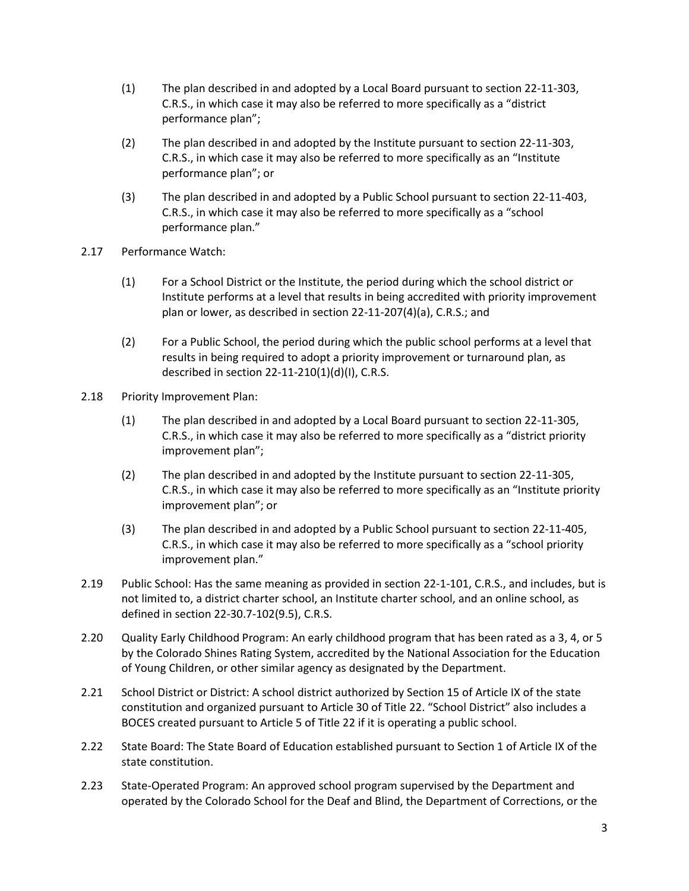(1) The plan described in and adopted by a Local Board pursuant to section 22-11-303, C.R.S., in which case it may also be referred to more specifically as a "district performance plan";

(2) The plan described in and adopted by the Institute pursuant to section 22-11-303, C.R.S., in which case it may also be referred to more specifically as an "Institute performance plan"; or

(3) The plan described in and adopted by a Public School pursuant to section 22-11-403, C.R.S., in which case it may also be referred to more specifically as a "school performance plan."

2.17 Performance Watch:

(1) For a School District or the Institute, the period during which the school district or Institute performs at a level that results in being accredited with priority improvement plan or lower, as described in section 22-11-207(4)(a), C.R.S.; and

(2) For a Public School, the period during which the public school performs at a level that results in being required to adopt a priority improvement or turnaround plan, as described in section 22-11-210(1)(d)(I), C.R.S.

2.18 Priority Improvement Plan:

(1) The plan described in and adopted by a Local Board pursuant to section 22-11-305, C.R.S., in which case it may also be referred to more specifically as a "district priority improvement plan";

(2) The plan described in and adopted by the Institute pursuant to section 22-11-305, C.R.S., in which case it may also be referred to more specifically as an "Institute priority improvement plan"; or

(3) The plan described in and adopted by a Public School pursuant to section 22-11-405, C.R.S., in which case it may also be referred to more specifically as a "school priority improvement plan."

2.19 Public School: Has the same meaning as provided in section 22-1-101, C.R.S., and includes, but is not limited to, a district charter school, an Institute charter school, and an online school, as defined in section 22-30.7-102(9.5), C.R.S.

2.20 Quality Early Childhood Program: An early childhood program that has been rated as a 3, 4, or 5 by the Colorado Shines Rating System, accredited by the National Association for the Education of Young Children, or other similar agency as designated by the Department.

2.21 School District or District: A school district authorized by Section 15 of Article IX of the state constitution and organized pursuant to Article 30 of Title 22. "School District" also includes a BOCES created pursuant to Article 5 of Title 22 if it is operating a public school.

2.22 State Board: The State Board of Education established pursuant to Section 1 of Article IX of the state constitution.

2.23 State-Operated Program: An approved school program supervised by the Department and operated by the Colorado School for the Deaf and Blind, the Department of Corrections, or the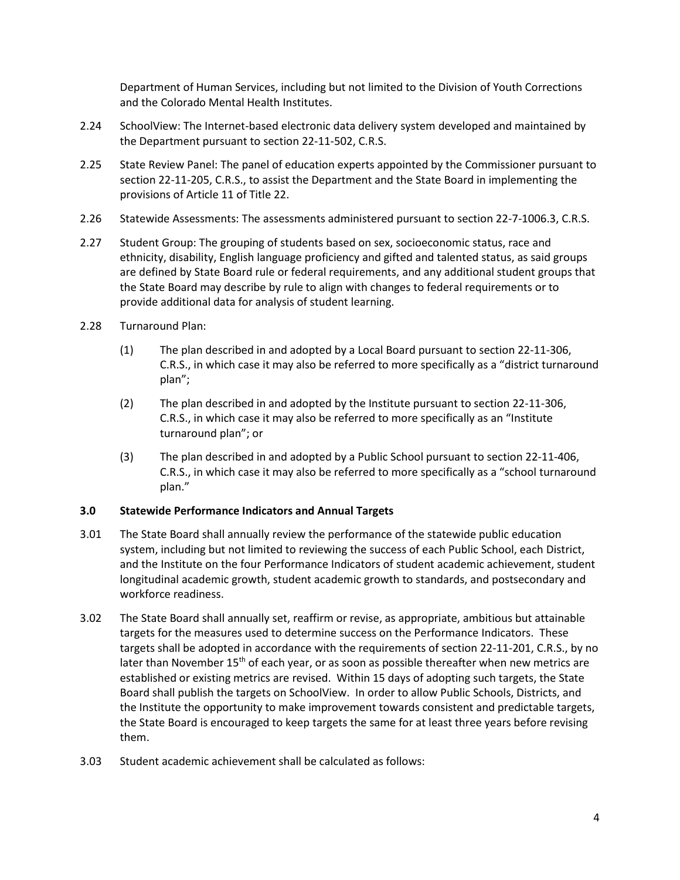Department of Human Services, including but not limited to the Division of Youth Corrections and the Colorado Mental Health Institutes.

2.24 SchoolView: The Internet-based electronic data delivery system developed and maintained by the Department pursuant to section 22-11-502, C.R.S.

2.25 State Review Panel: The panel of education experts appointed by the Commissioner pursuant to section 22-11-205, C.R.S., to assist the Department and the State Board in implementing the provisions of Article 11 of Title 22.

2.26 Statewide Assessments: The assessments administered pursuant to section 22-7-1006.3, C.R.S.

2.27 Student Group: The grouping of students based on sex, socioeconomic status, race and ethnicity, disability, English language proficiency and gifted and talented status, as said groups are defined by State Board rule or federal requirements, and any additional student groups that the State Board may describe by rule to align with changes to federal requirements or to provide additional data for analysis of student learning.

2.28 Turnaround Plan:

(1) The plan described in and adopted by a Local Board pursuant to section 22-11-306, C.R.S., in which case it may also be referred to more specifically as a "district turnaround plan";

(2) The plan described in and adopted by the Institute pursuant to section 22-11-306, C.R.S., in which case it may also be referred to more specifically as an "Institute turnaround plan"; or

(3) The plan described in and adopted by a Public School pursuant to section 22-11-406, C.R.S., in which case it may also be referred to more specifically as a "school turnaround plan."

**3.0 Statewide Performance Indicators and Annual Targets**

3.01 The State Board shall annually review the performance of the statewide public education system, including but not limited to reviewing the success of each Public School, each District, and the Institute on the four Performance Indicators of student academic achievement, student longitudinal academic growth, student academic growth to standards, and postsecondary and workforce readiness.

3.02 The State Board shall annually set, reaffirm or revise, as appropriate, ambitious but attainable targets for the measures used to determine success on the Performance Indicators. These targets shall be adopted in accordance with the requirements of section 22-11-201, C.R.S., by no later than November 15th of each year, or as soon as possible thereafter when new metrics are established or existing metrics are revised. Within 15 days of adopting such targets, the State Board shall publish the targets on SchoolView. In order to allow Public Schools, Districts, and the Institute the opportunity to make improvement towards consistent and predictable targets, the State Board is encouraged to keep targets the same for at least three years before revising them.

3.03 Student academic achievement shall be calculated as follows: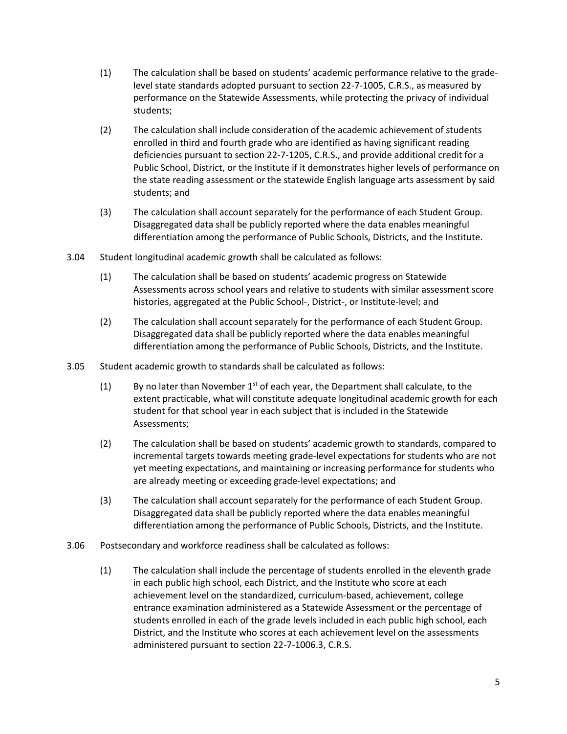(1) The calculation shall be based on students' academic performance relative to the grade-level state standards adopted pursuant to section 22-7-1005, C.R.S., as measured by performance on the Statewide Assessments, while protecting the privacy of individual students;

(2) The calculation shall include consideration of the academic achievement of students enrolled in third and fourth grade who are identified as having significant reading deficiencies pursuant to section 22-7-1205, C.R.S., and provide additional credit for a Public School, District, or the Institute if it demonstrates higher levels of performance on the state reading assessment or the statewide English language arts assessment by said students; and

(3) The calculation shall account separately for the performance of each Student Group. Disaggregated data shall be publicly reported where the data enables meaningful differentiation among the performance of Public Schools, Districts, and the Institute.

3.04 Student longitudinal academic growth shall be calculated as follows:

(1) The calculation shall be based on students' academic progress on Statewide Assessments across school years and relative to students with similar assessment score histories, aggregated at the Public School-, District-, or Institute-level; and

(2) The calculation shall account separately for the performance of each Student Group. Disaggregated data shall be publicly reported where the data enables meaningful differentiation among the performance of Public Schools, Districts, and the Institute.

3.05 Student academic growth to standards shall be calculated as follows:

(1) By no later than November 1st of each year, the Department shall calculate, to the extent practicable, what will constitute adequate longitudinal academic growth for each student for that school year in each subject that is included in the Statewide Assessments;

(2) The calculation shall be based on students' academic growth to standards, compared to incremental targets towards meeting grade-level expectations for students who are not yet meeting expectations, and maintaining or increasing performance for students who are already meeting or exceeding grade-level expectations; and

(3) The calculation shall account separately for the performance of each Student Group. Disaggregated data shall be publicly reported where the data enables meaningful differentiation among the performance of Public Schools, Districts, and the Institute.

3.06 Postsecondary and workforce readiness shall be calculated as follows:

(1) The calculation shall include the percentage of students enrolled in the eleventh grade in each public high school, each District, and the Institute who score at each achievement level on the standardized, curriculum-based, achievement, college entrance examination administered as a Statewide Assessment or the percentage of students enrolled in each of the grade levels included in each public high school, each District, and the Institute who scores at each achievement level on the assessments administered pursuant to section 22-7-1006.3, C.R.S.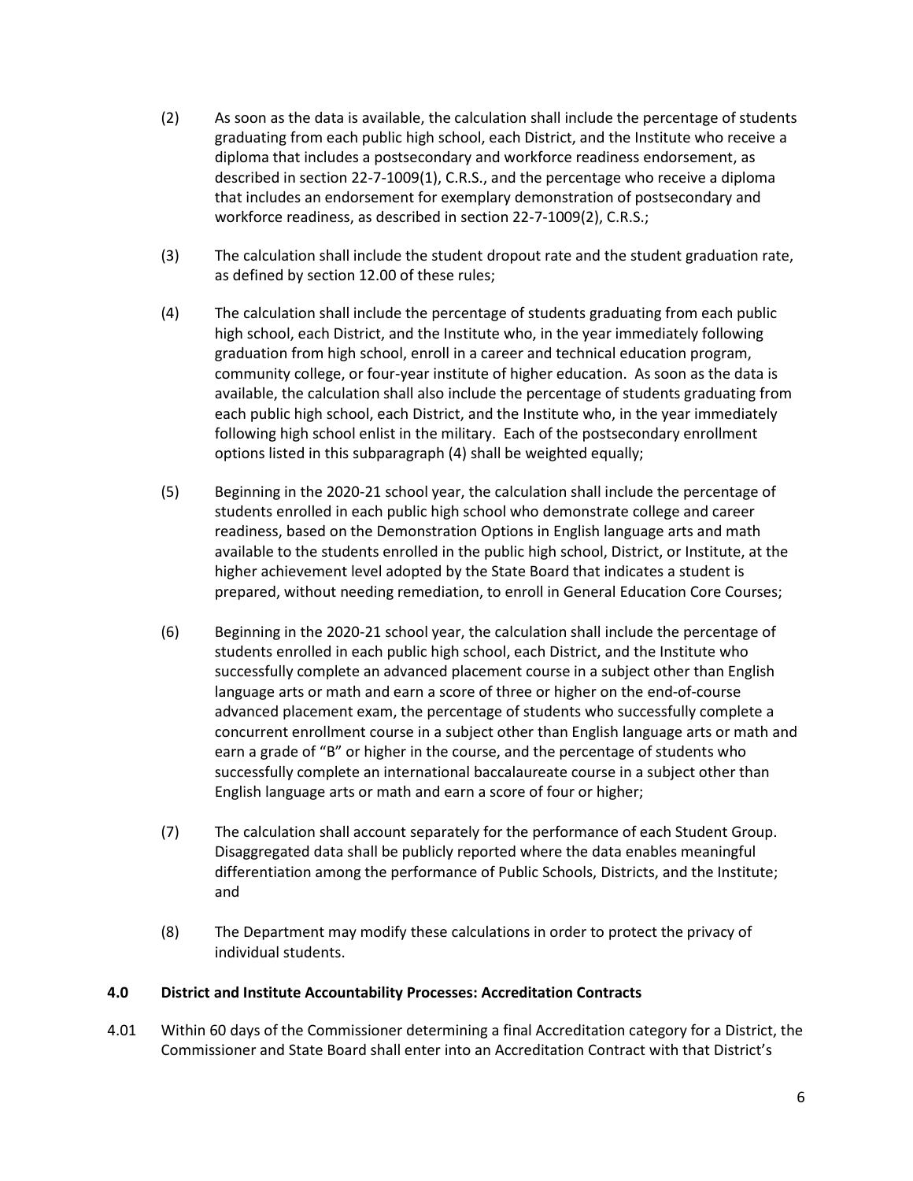(2) As soon as the data is available, the calculation shall include the percentage of students graduating from each public high school, each District, and the Institute who receive a diploma that includes a postsecondary and workforce readiness endorsement, as described in section 22-7-1009(1), C.R.S., and the percentage who receive a diploma that includes an endorsement for exemplary demonstration of postsecondary and workforce readiness, as described in section 22-7-1009(2), C.R.S.;

(3) The calculation shall include the student dropout rate and the student graduation rate, as defined by section 12.00 of these rules;

(4) The calculation shall include the percentage of students graduating from each public high school, each District, and the Institute who, in the year immediately following graduation from high school, enroll in a career and technical education program, community college, or four-year institute of higher education. As soon as the data is available, the calculation shall also include the percentage of students graduating from each public high school, each District, and the Institute who, in the year immediately following high school enlist in the military. Each of the postsecondary enrollment options listed in this subparagraph (4) shall be weighted equally;

(5) Beginning in the 2020-21 school year, the calculation shall include the percentage of students enrolled in each public high school who demonstrate college and career readiness, based on the Demonstration Options in English language arts and math available to the students enrolled in the public high school, District, or Institute, at the higher achievement level adopted by the State Board that indicates a student is prepared, without needing remediation, to enroll in General Education Core Courses;

(6) Beginning in the 2020-21 school year, the calculation shall include the percentage of students enrolled in each public high school, each District, and the Institute who successfully complete an advanced placement course in a subject other than English language arts or math and earn a score of three or higher on the end-of-course advanced placement exam, the percentage of students who successfully complete a concurrent enrollment course in a subject other than English language arts or math and earn a grade of "B" or higher in the course, and the percentage of students who successfully complete an international baccalaureate course in a subject other than English language arts or math and earn a score of four or higher;

(7) The calculation shall account separately for the performance of each Student Group. Disaggregated data shall be publicly reported where the data enables meaningful differentiation among the performance of Public Schools, Districts, and the Institute; and

(8) The Department may modify these calculations in order to protect the privacy of individual students.

**4.0 District and Institute Accountability Processes: Accreditation Contracts**

4.01 Within 60 days of the Commissioner determining a final Accreditation category for a District, the Commissioner and State Board shall enter into an Accreditation Contract with that District's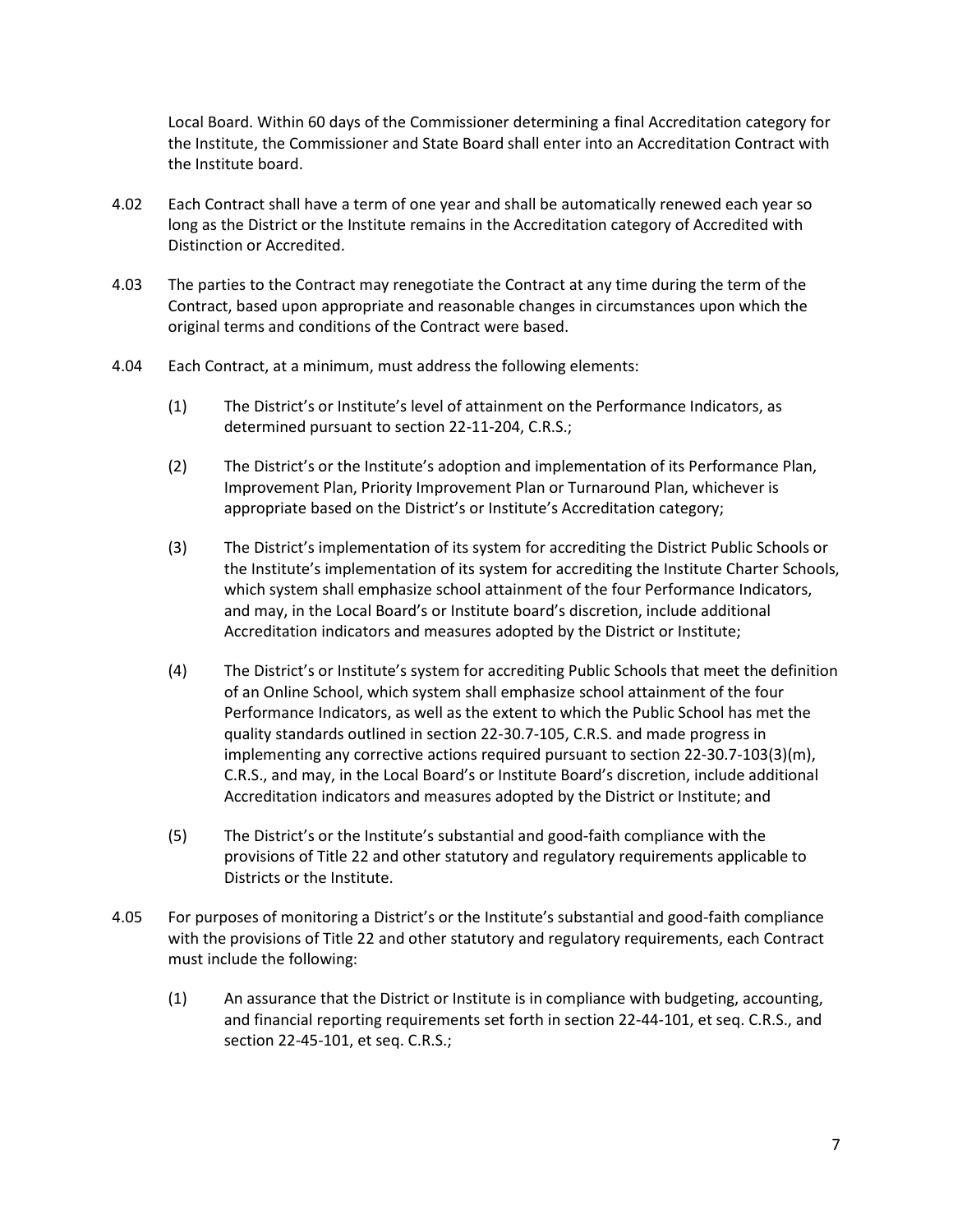Local Board. Within 60 days of the Commissioner determining a final Accreditation category for the Institute, the Commissioner and State Board shall enter into an Accreditation Contract with the Institute board.

4.02 Each Contract shall have a term of one year and shall be automatically renewed each year so long as the District or the Institute remains in the Accreditation category of Accredited with Distinction or Accredited.

4.03 The parties to the Contract may renegotiate the Contract at any time during the term of the Contract, based upon appropriate and reasonable changes in circumstances upon which the original terms and conditions of the Contract were based.

4.04 Each Contract, at a minimum, must address the following elements:

(1) The District's or Institute's level of attainment on the Performance Indicators, as determined pursuant to section 22-11-204, C.R.S.;

(2) The District's or the Institute's adoption and implementation of its Performance Plan, Improvement Plan, Priority Improvement Plan or Turnaround Plan, whichever is appropriate based on the District's or Institute's Accreditation category;

(3) The District's implementation of its system for accrediting the District Public Schools or the Institute's implementation of its system for accrediting the Institute Charter Schools, which system shall emphasize school attainment of the four Performance Indicators, and may, in the Local Board's or Institute board's discretion, include additional Accreditation indicators and measures adopted by the District or Institute;

(4) The District's or Institute's system for accrediting Public Schools that meet the definition of an Online School, which system shall emphasize school attainment of the four Performance Indicators, as well as the extent to which the Public School has met the quality standards outlined in section 22-30.7-105, C.R.S. and made progress in implementing any corrective actions required pursuant to section 22-30.7-103(3)(m), C.R.S., and may, in the Local Board's or Institute Board's discretion, include additional Accreditation indicators and measures adopted by the District or Institute; and

(5) The District's or the Institute's substantial and good-faith compliance with the provisions of Title 22 and other statutory and regulatory requirements applicable to Districts or the Institute.

4.05 For purposes of monitoring a District's or the Institute's substantial and good-faith compliance with the provisions of Title 22 and other statutory and regulatory requirements, each Contract must include the following:

(1) An assurance that the District or Institute is in compliance with budgeting, accounting, and financial reporting requirements set forth in section 22-44-101, et seq. C.R.S., and section 22-45-101, et seq. C.R.S.;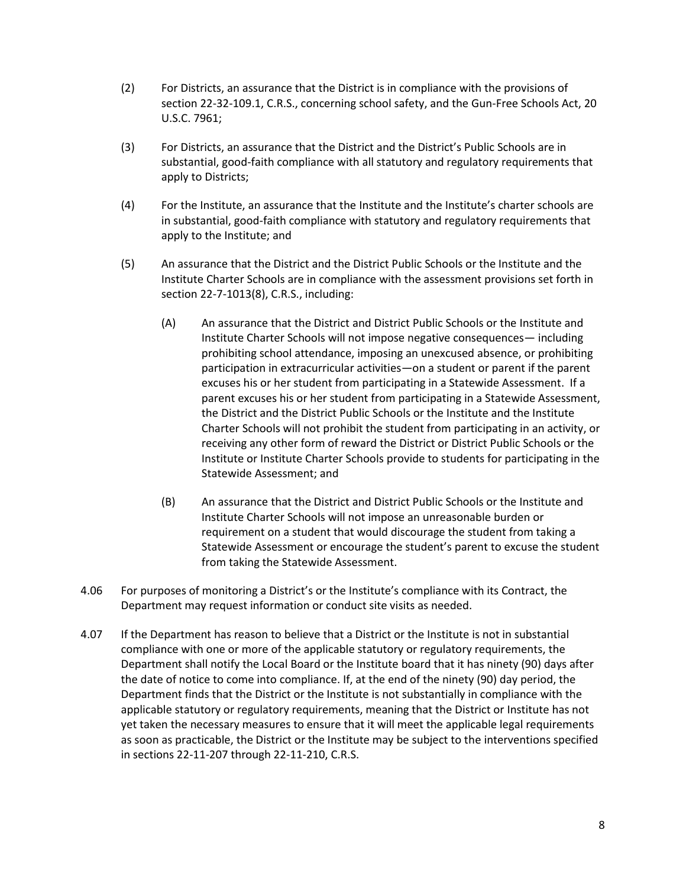(2) For Districts, an assurance that the District is in compliance with the provisions of section 22-32-109.1, C.R.S., concerning school safety, and the Gun-Free Schools Act, 20 U.S.C. 7961;

(3) For Districts, an assurance that the District and the District's Public Schools are in substantial, good-faith compliance with all statutory and regulatory requirements that apply to Districts;

(4) For the Institute, an assurance that the Institute and the Institute's charter schools are in substantial, good-faith compliance with statutory and regulatory requirements that apply to the Institute; and

(5) An assurance that the District and the District Public Schools or the Institute and the Institute Charter Schools are in compliance with the assessment provisions set forth in section 22-7-1013(8), C.R.S., including:

(A) An assurance that the District and District Public Schools or the Institute and Institute Charter Schools will not impose negative consequences— including prohibiting school attendance, imposing an unexcused absence, or prohibiting participation in extracurricular activities—on a student or parent if the parent excuses his or her student from participating in a Statewide Assessment. If a parent excuses his or her student from participating in a Statewide Assessment, the District and the District Public Schools or the Institute and the Institute Charter Schools will not prohibit the student from participating in an activity, or receiving any other form of reward the District or District Public Schools or the Institute or Institute Charter Schools provide to students for participating in the Statewide Assessment; and

(B) An assurance that the District and District Public Schools or the Institute and Institute Charter Schools will not impose an unreasonable burden or requirement on a student that would discourage the student from taking a Statewide Assessment or encourage the student's parent to excuse the student from taking the Statewide Assessment.

4.06 For purposes of monitoring a District's or the Institute's compliance with its Contract, the Department may request information or conduct site visits as needed.

4.07 If the Department has reason to believe that a District or the Institute is not in substantial compliance with one or more of the applicable statutory or regulatory requirements, the Department shall notify the Local Board or the Institute board that it has ninety (90) days after the date of notice to come into compliance. If, at the end of the ninety (90) day period, the Department finds that the District or the Institute is not substantially in compliance with the applicable statutory or regulatory requirements, meaning that the District or Institute has not yet taken the necessary measures to ensure that it will meet the applicable legal requirements as soon as practicable, the District or the Institute may be subject to the interventions specified in sections 22-11-207 through 22-11-210, C.R.S.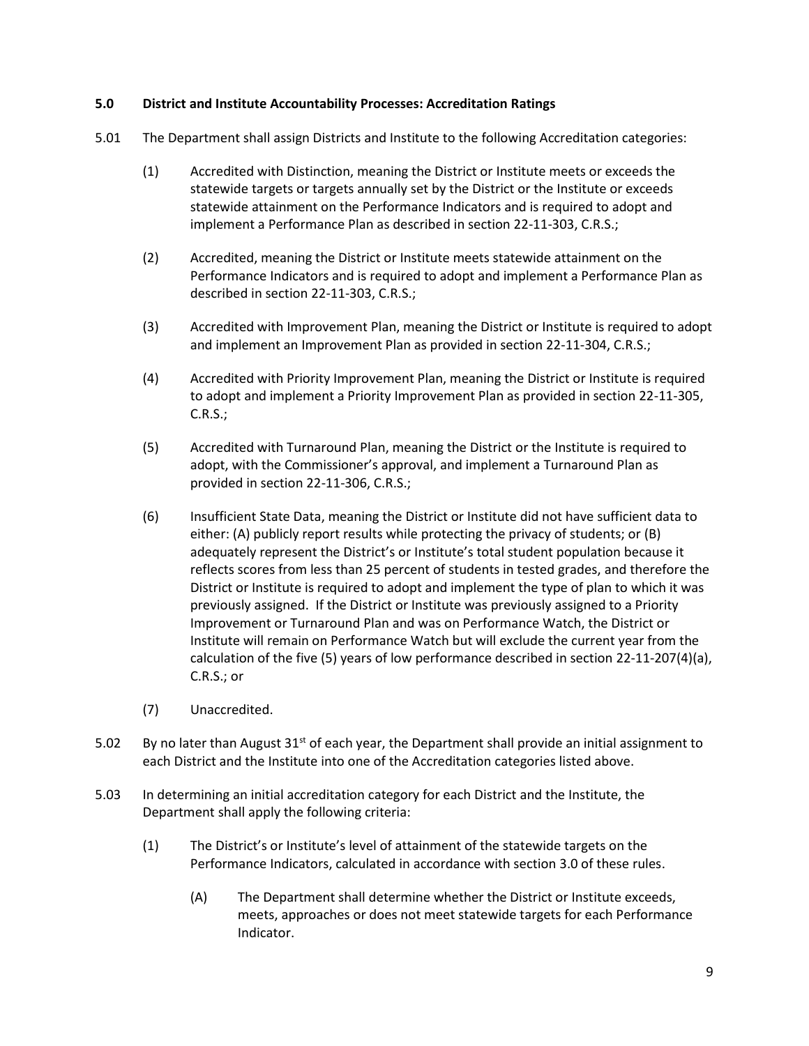**5.0 District and Institute Accountability Processes: Accreditation Ratings**

5.01 The Department shall assign Districts and Institute to the following Accreditation categories:

(1) Accredited with Distinction, meaning the District or Institute meets or exceeds the statewide targets or targets annually set by the District or the Institute or exceeds statewide attainment on the Performance Indicators and is required to adopt and implement a Performance Plan as described in section 22-11-303, C.R.S.;

(2) Accredited, meaning the District or Institute meets statewide attainment on the Performance Indicators and is required to adopt and implement a Performance Plan as described in section 22-11-303, C.R.S.;

(3) Accredited with Improvement Plan, meaning the District or Institute is required to adopt and implement an Improvement Plan as provided in section 22-11-304, C.R.S.;

(4) Accredited with Priority Improvement Plan, meaning the District or Institute is required to adopt and implement a Priority Improvement Plan as provided in section 22-11-305, C.R.S.;

(5) Accredited with Turnaround Plan, meaning the District or the Institute is required to adopt, with the Commissioner's approval, and implement a Turnaround Plan as provided in section 22-11-306, C.R.S.;

(6) Insufficient State Data, meaning the District or Institute did not have sufficient data to either: (A) publicly report results while protecting the privacy of students; or (B) adequately represent the District's or Institute's total student population because it reflects scores from less than 25 percent of students in tested grades, and therefore the District or Institute is required to adopt and implement the type of plan to which it was previously assigned. If the District or Institute was previously assigned to a Priority Improvement or Turnaround Plan and was on Performance Watch, the District or Institute will remain on Performance Watch but will exclude the current year from the calculation of the five (5) years of low performance described in section 22-11-207(4)(a), C.R.S.; or

(7) Unaccredited.

5.02 By no later than August 31st of each year, the Department shall provide an initial assignment to each District and the Institute into one of the Accreditation categories listed above.

5.03 In determining an initial accreditation category for each District and the Institute, the Department shall apply the following criteria:

(1) The District's or Institute's level of attainment of the statewide targets on the Performance Indicators, calculated in accordance with section 3.0 of these rules.

(A) The Department shall determine whether the District or Institute exceeds, meets, approaches or does not meet statewide targets for each Performance Indicator.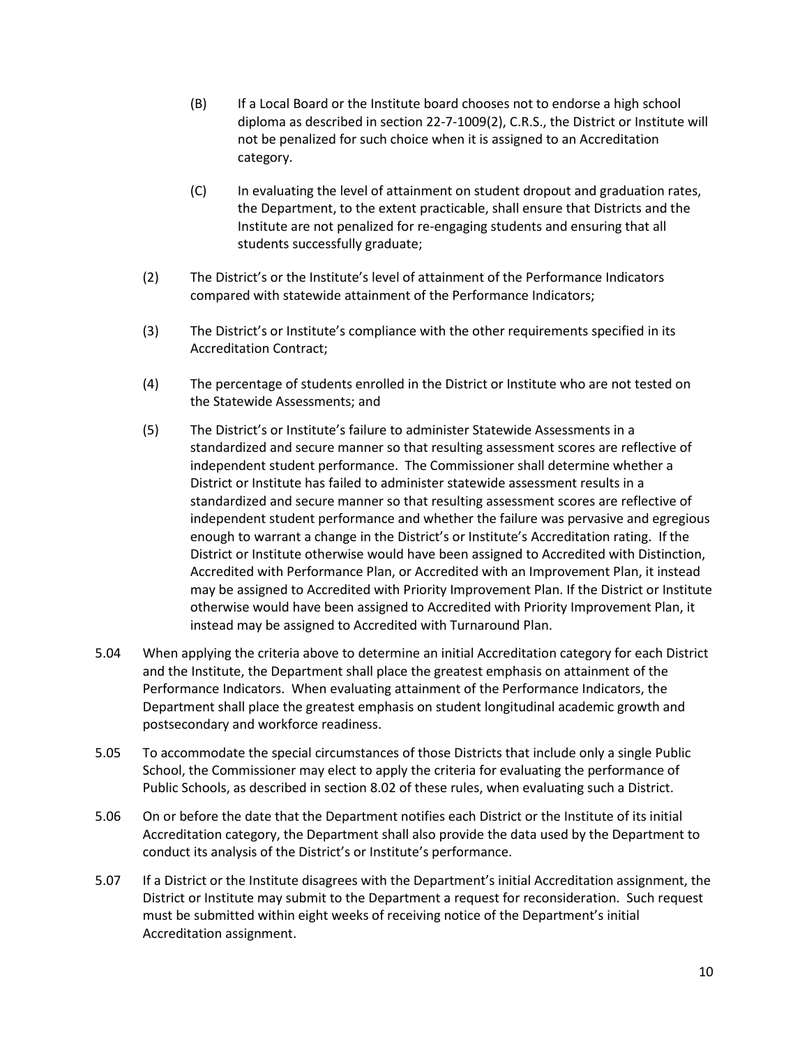(B) If a Local Board or the Institute board chooses not to endorse a high school diploma as described in section 22-7-1009(2), C.R.S., the District or Institute will not be penalized for such choice when it is assigned to an Accreditation category.

(C) In evaluating the level of attainment on student dropout and graduation rates, the Department, to the extent practicable, shall ensure that Districts and the Institute are not penalized for re-engaging students and ensuring that all students successfully graduate;

(2) The District's or the Institute's level of attainment of the Performance Indicators compared with statewide attainment of the Performance Indicators;

(3) The District's or Institute's compliance with the other requirements specified in its Accreditation Contract;

(4) The percentage of students enrolled in the District or Institute who are not tested on the Statewide Assessments; and

(5) The District's or Institute's failure to administer Statewide Assessments in a standardized and secure manner so that resulting assessment scores are reflective of independent student performance. The Commissioner shall determine whether a District or Institute has failed to administer statewide assessment results in a standardized and secure manner so that resulting assessment scores are reflective of independent student performance and whether the failure was pervasive and egregious enough to warrant a change in the District's or Institute's Accreditation rating. If the District or Institute otherwise would have been assigned to Accredited with Distinction, Accredited with Performance Plan, or Accredited with an Improvement Plan, it instead may be assigned to Accredited with Priority Improvement Plan. If the District or Institute otherwise would have been assigned to Accredited with Priority Improvement Plan, it instead may be assigned to Accredited with Turnaround Plan.

5.04 When applying the criteria above to determine an initial Accreditation category for each District and the Institute, the Department shall place the greatest emphasis on attainment of the Performance Indicators. When evaluating attainment of the Performance Indicators, the Department shall place the greatest emphasis on student longitudinal academic growth and postsecondary and workforce readiness.

5.05 To accommodate the special circumstances of those Districts that include only a single Public School, the Commissioner may elect to apply the criteria for evaluating the performance of Public Schools, as described in section 8.02 of these rules, when evaluating such a District.

5.06 On or before the date that the Department notifies each District or the Institute of its initial Accreditation category, the Department shall also provide the data used by the Department to conduct its analysis of the District's or Institute's performance.

5.07 If a District or the Institute disagrees with the Department's initial Accreditation assignment, the District or Institute may submit to the Department a request for reconsideration. Such request must be submitted within eight weeks of receiving notice of the Department's initial Accreditation assignment.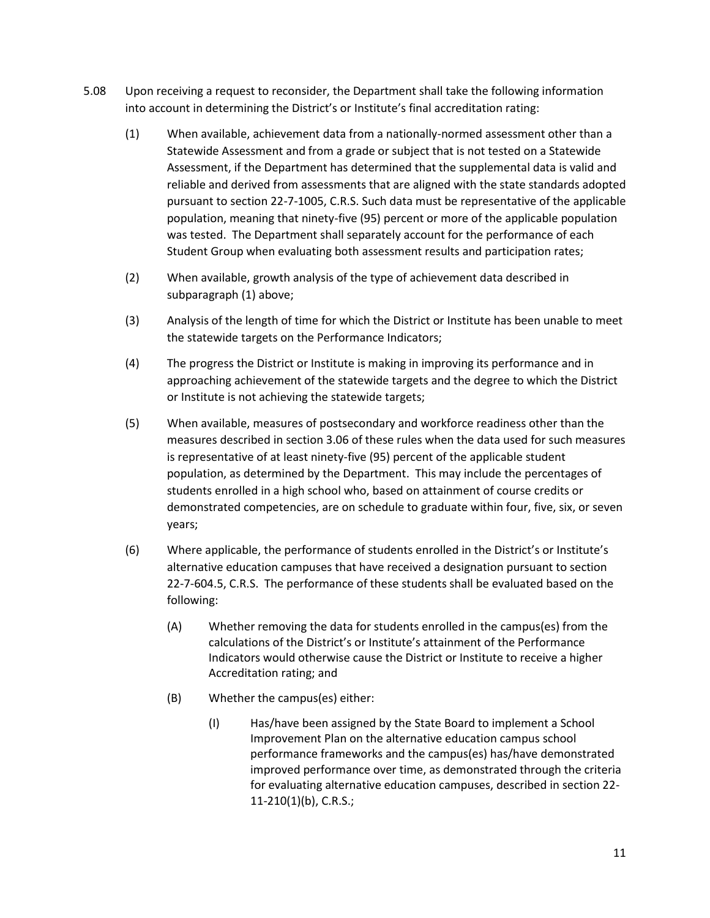5.08 Upon receiving a request to reconsider, the Department shall take the following information into account in determining the District's or Institute's final accreditation rating:

(1) When available, achievement data from a nationally-normed assessment other than a Statewide Assessment and from a grade or subject that is not tested on a Statewide Assessment, if the Department has determined that the supplemental data is valid and reliable and derived from assessments that are aligned with the state standards adopted pursuant to section 22-7-1005, C.R.S. Such data must be representative of the applicable population, meaning that ninety-five (95) percent or more of the applicable population was tested. The Department shall separately account for the performance of each Student Group when evaluating both assessment results and participation rates;

(2) When available, growth analysis of the type of achievement data described in subparagraph (1) above;

(3) Analysis of the length of time for which the District or Institute has been unable to meet the statewide targets on the Performance Indicators;

(4) The progress the District or Institute is making in improving its performance and in approaching achievement of the statewide targets and the degree to which the District or Institute is not achieving the statewide targets;

(5) When available, measures of postsecondary and workforce readiness other than the measures described in section 3.06 of these rules when the data used for such measures is representative of at least ninety-five (95) percent of the applicable student population, as determined by the Department. This may include the percentages of students enrolled in a high school who, based on attainment of course credits or demonstrated competencies, are on schedule to graduate within four, five, six, or seven years;

(6) Where applicable, the performance of students enrolled in the District's or Institute's alternative education campuses that have received a designation pursuant to section 22-7-604.5, C.R.S. The performance of these students shall be evaluated based on the following:

(A) Whether removing the data for students enrolled in the campus(es) from the calculations of the District's or Institute's attainment of the Performance Indicators would otherwise cause the District or Institute to receive a higher Accreditation rating; and

(B) Whether the campus(es) either:

(I) Has/have been assigned by the State Board to implement a School Improvement Plan on the alternative education campus school performance frameworks and the campus(es) has/have demonstrated improved performance over time, as demonstrated through the criteria for evaluating alternative education campuses, described in section 22-11-210(1)(b), C.R.S.;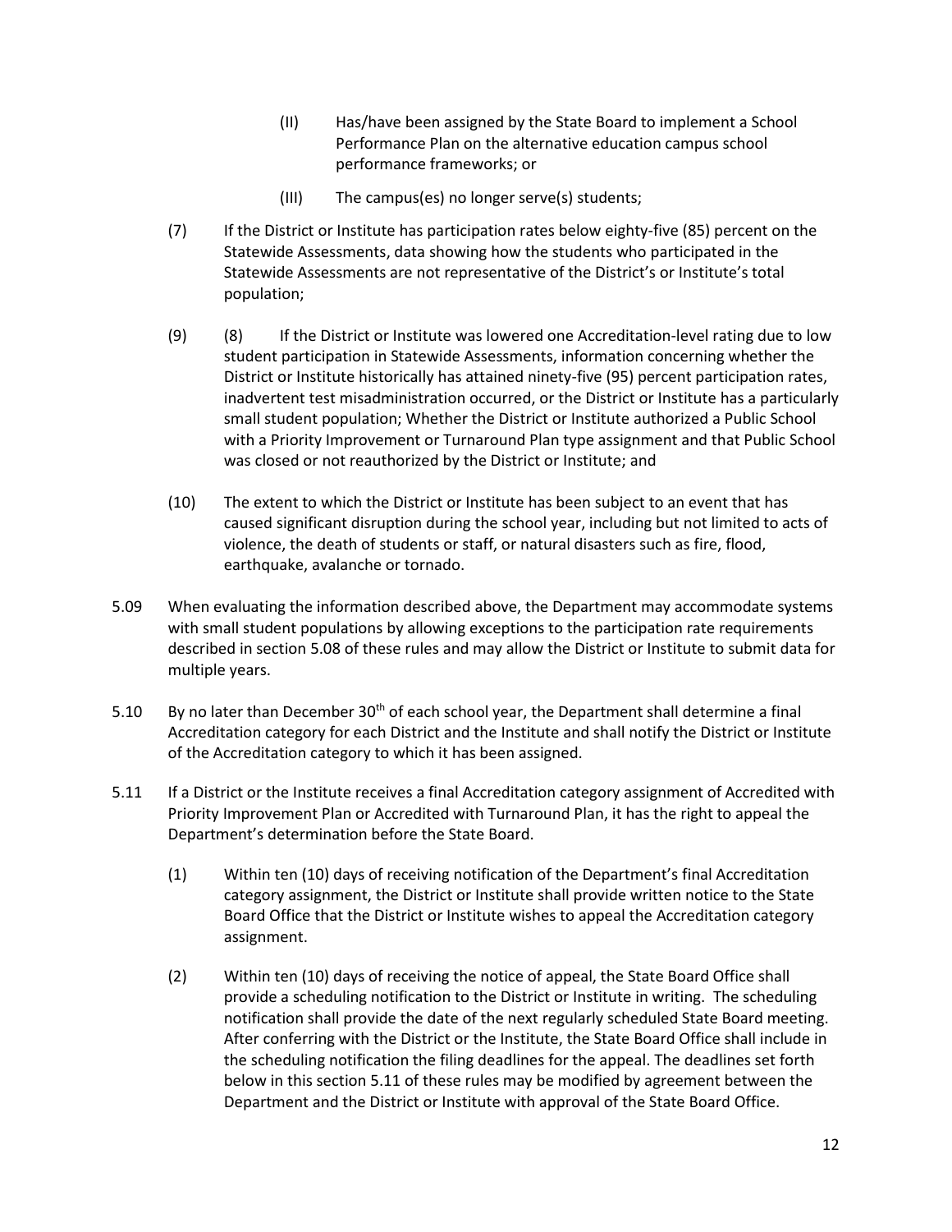(II) Has/have been assigned by the State Board to implement a School Performance Plan on the alternative education campus school performance frameworks; or

(III) The campus(es) no longer serve(s) students;

(7) If the District or Institute has participation rates below eighty-five (85) percent on the Statewide Assessments, data showing how the students who participated in the Statewide Assessments are not representative of the District's or Institute's total population;

(9) (8) If the District or Institute was lowered one Accreditation-level rating due to low student participation in Statewide Assessments, information concerning whether the District or Institute historically has attained ninety-five (95) percent participation rates, inadvertent test misadministration occurred, or the District or Institute has a particularly small student population; Whether the District or Institute authorized a Public School with a Priority Improvement or Turnaround Plan type assignment and that Public School was closed or not reauthorized by the District or Institute; and

(10) The extent to which the District or Institute has been subject to an event that has caused significant disruption during the school year, including but not limited to acts of violence, the death of students or staff, or natural disasters such as fire, flood, earthquake, avalanche or tornado.

5.09 When evaluating the information described above, the Department may accommodate systems with small student populations by allowing exceptions to the participation rate requirements described in section 5.08 of these rules and may allow the District or Institute to submit data for multiple years.

5.10 By no later than December 30th of each school year, the Department shall determine a final Accreditation category for each District and the Institute and shall notify the District or Institute of the Accreditation category to which it has been assigned.

5.11 If a District or the Institute receives a final Accreditation category assignment of Accredited with Priority Improvement Plan or Accredited with Turnaround Plan, it has the right to appeal the Department's determination before the State Board.

(1) Within ten (10) days of receiving notification of the Department's final Accreditation category assignment, the District or Institute shall provide written notice to the State Board Office that the District or Institute wishes to appeal the Accreditation category assignment.

(2) Within ten (10) days of receiving the notice of appeal, the State Board Office shall provide a scheduling notification to the District or Institute in writing. The scheduling notification shall provide the date of the next regularly scheduled State Board meeting. After conferring with the District or the Institute, the State Board Office shall include in the scheduling notification the filing deadlines for the appeal. The deadlines set forth below in this section 5.11 of these rules may be modified by agreement between the Department and the District or Institute with approval of the State Board Office.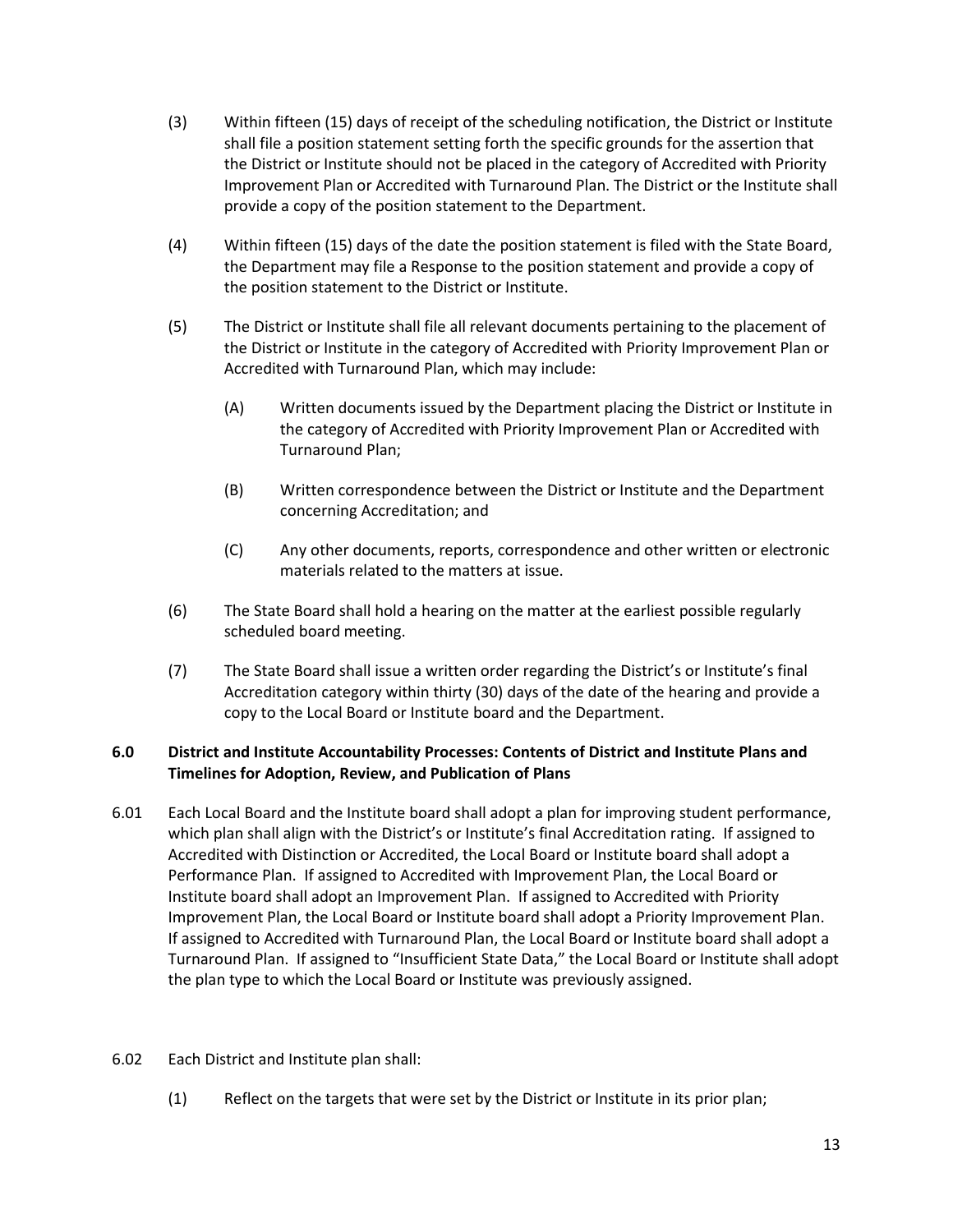(3) Within fifteen (15) days of receipt of the scheduling notification, the District or Institute shall file a position statement setting forth the specific grounds for the assertion that the District or Institute should not be placed in the category of Accredited with Priority Improvement Plan or Accredited with Turnaround Plan. The District or the Institute shall provide a copy of the position statement to the Department.

(4) Within fifteen (15) days of the date the position statement is filed with the State Board, the Department may file a Response to the position statement and provide a copy of the position statement to the District or Institute.

(5) The District or Institute shall file all relevant documents pertaining to the placement of the District or Institute in the category of Accredited with Priority Improvement Plan or Accredited with Turnaround Plan, which may include:

(A) Written documents issued by the Department placing the District or Institute in the category of Accredited with Priority Improvement Plan or Accredited with Turnaround Plan;

(B) Written correspondence between the District or Institute and the Department concerning Accreditation; and

(C) Any other documents, reports, correspondence and other written or electronic materials related to the matters at issue.

(6) The State Board shall hold a hearing on the matter at the earliest possible regularly scheduled board meeting.

(7) The State Board shall issue a written order regarding the District's or Institute's final Accreditation category within thirty (30) days of the date of the hearing and provide a copy to the Local Board or Institute board and the Department.

**6.0 District and Institute Accountability Processes: Contents of District and Institute Plans and Timelines for Adoption, Review, and Publication of Plans**

6.01 Each Local Board and the Institute board shall adopt a plan for improving student performance, which plan shall align with the District's or Institute's final Accreditation rating. If assigned to Accredited with Distinction or Accredited, the Local Board or Institute board shall adopt a Performance Plan. If assigned to Accredited with Improvement Plan, the Local Board or Institute board shall adopt an Improvement Plan. If assigned to Accredited with Priority Improvement Plan, the Local Board or Institute board shall adopt a Priority Improvement Plan. If assigned to Accredited with Turnaround Plan, the Local Board or Institute board shall adopt a Turnaround Plan. If assigned to "Insufficient State Data," the Local Board or Institute shall adopt the plan type to which the Local Board or Institute was previously assigned.

6.02 Each District and Institute plan shall:

(1) Reflect on the targets that were set by the District or Institute in its prior plan;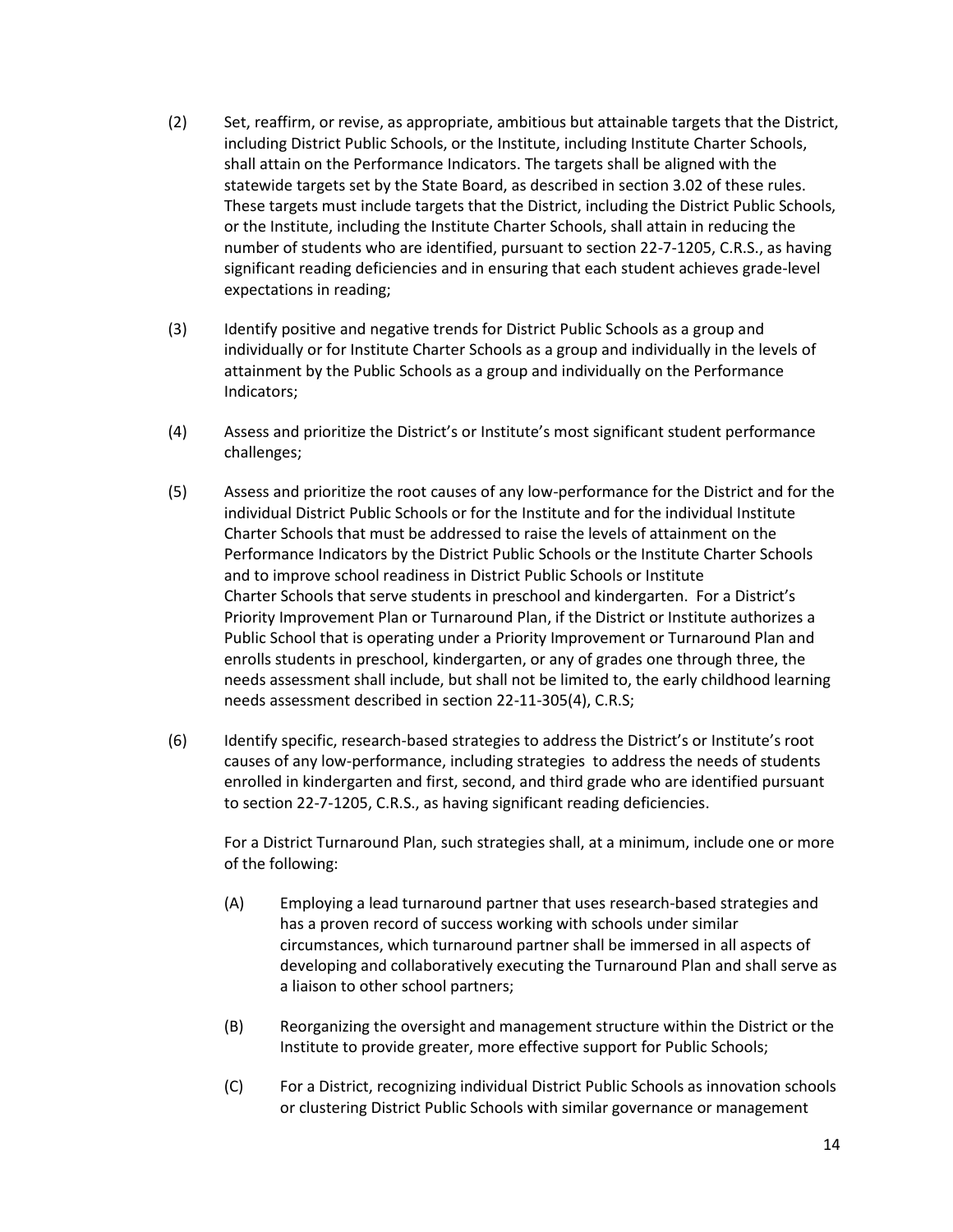(2) Set, reaffirm, or revise, as appropriate, ambitious but attainable targets that the District, including District Public Schools, or the Institute, including Institute Charter Schools, shall attain on the Performance Indicators. The targets shall be aligned with the statewide targets set by the State Board, as described in section 3.02 of these rules. These targets must include targets that the District, including the District Public Schools, or the Institute, including the Institute Charter Schools, shall attain in reducing the number of students who are identified, pursuant to section 22-7-1205, C.R.S., as having significant reading deficiencies and in ensuring that each student achieves grade-level expectations in reading;

(3) Identify positive and negative trends for District Public Schools as a group and individually or for Institute Charter Schools as a group and individually in the levels of attainment by the Public Schools as a group and individually on the Performance Indicators;

(4) Assess and prioritize the District's or Institute's most significant student performance challenges;

(5) Assess and prioritize the root causes of any low-performance for the District and for the individual District Public Schools or for the Institute and for the individual Institute Charter Schools that must be addressed to raise the levels of attainment on the Performance Indicators by the District Public Schools or the Institute Charter Schools and to improve school readiness in District Public Schools or Institute Charter Schools that serve students in preschool and kindergarten. For a District's Priority Improvement Plan or Turnaround Plan, if the District or Institute authorizes a Public School that is operating under a Priority Improvement or Turnaround Plan and enrolls students in preschool, kindergarten, or any of grades one through three, the needs assessment shall include, but shall not be limited to, the early childhood learning needs assessment described in section 22-11-305(4), C.R.S;

(6) Identify specific, research-based strategies to address the District's or Institute's root causes of any low-performance, including strategies to address the needs of students enrolled in kindergarten and first, second, and third grade who are identified pursuant to section 22-7-1205, C.R.S., as having significant reading deficiencies.

For a District Turnaround Plan, such strategies shall, at a minimum, include one or more of the following:

(A) Employing a lead turnaround partner that uses research-based strategies and has a proven record of success working with schools under similar circumstances, which turnaround partner shall be immersed in all aspects of developing and collaboratively executing the Turnaround Plan and shall serve as a liaison to other school partners;

(B) Reorganizing the oversight and management structure within the District or the Institute to provide greater, more effective support for Public Schools;

(C) For a District, recognizing individual District Public Schools as innovation schools or clustering District Public Schools with similar governance or management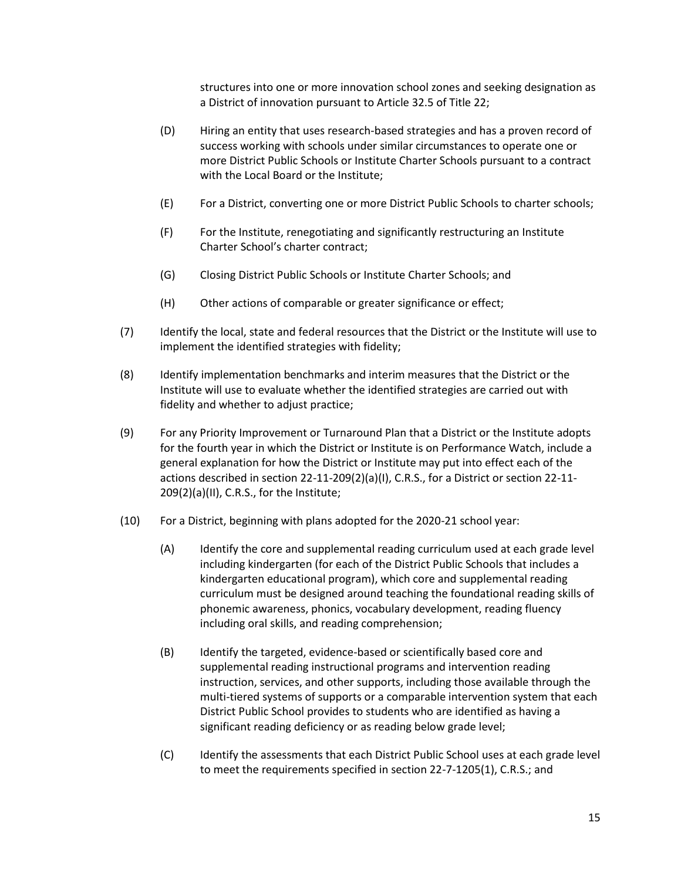structures into one or more innovation school zones and seeking designation as a District of innovation pursuant to Article 32.5 of Title 22;

(D) Hiring an entity that uses research-based strategies and has a proven record of success working with schools under similar circumstances to operate one or more District Public Schools or Institute Charter Schools pursuant to a contract with the Local Board or the Institute;

(E) For a District, converting one or more District Public Schools to charter schools;

(F) For the Institute, renegotiating and significantly restructuring an Institute Charter School's charter contract;

(G) Closing District Public Schools or Institute Charter Schools; and

(H) Other actions of comparable or greater significance or effect;

(7) Identify the local, state and federal resources that the District or the Institute will use to implement the identified strategies with fidelity;

(8) Identify implementation benchmarks and interim measures that the District or the Institute will use to evaluate whether the identified strategies are carried out with fidelity and whether to adjust practice;

(9) For any Priority Improvement or Turnaround Plan that a District or the Institute adopts for the fourth year in which the District or Institute is on Performance Watch, include a general explanation for how the District or Institute may put into effect each of the actions described in section 22-11-209(2)(a)(I), C.R.S., for a District or section 22-11-209(2)(a)(II), C.R.S., for the Institute;

(10) For a District, beginning with plans adopted for the 2020-21 school year:

(A) Identify the core and supplemental reading curriculum used at each grade level including kindergarten (for each of the District Public Schools that includes a kindergarten educational program), which core and supplemental reading curriculum must be designed around teaching the foundational reading skills of phonemic awareness, phonics, vocabulary development, reading fluency including oral skills, and reading comprehension;

(B) Identify the targeted, evidence-based or scientifically based core and supplemental reading instructional programs and intervention reading instruction, services, and other supports, including those available through the multi-tiered systems of supports or a comparable intervention system that each District Public School provides to students who are identified as having a significant reading deficiency or as reading below grade level;

(C) Identify the assessments that each District Public School uses at each grade level to meet the requirements specified in section 22-7-1205(1), C.R.S.; and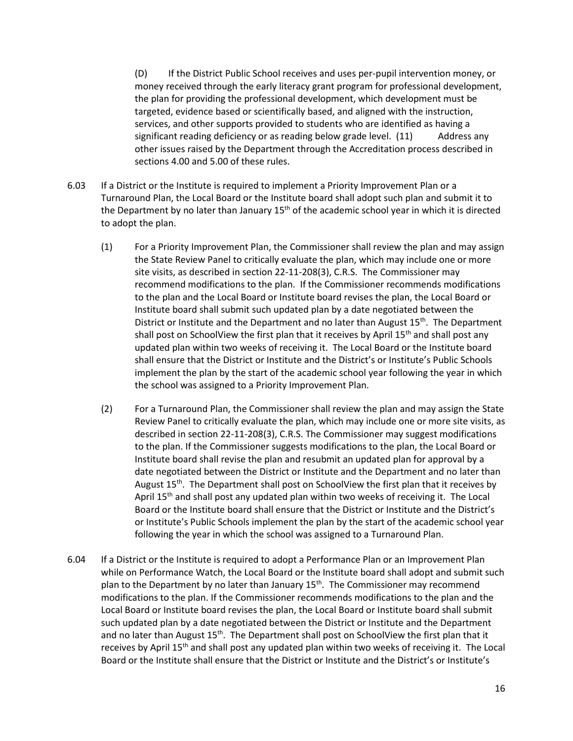(D) If the District Public School receives and uses per-pupil intervention money, or money received through the early literacy grant program for professional development, the plan for providing the professional development, which development must be targeted, evidence based or scientifically based, and aligned with the instruction, services, and other supports provided to students who are identified as having a significant reading deficiency or as reading below grade level. (11) Address any other issues raised by the Department through the Accreditation process described in sections 4.00 and 5.00 of these rules.

6.03 If a District or the Institute is required to implement a Priority Improvement Plan or a Turnaround Plan, the Local Board or the Institute board shall adopt such plan and submit it to the Department by no later than January 15th of the academic school year in which it is directed to adopt the plan.

(1) For a Priority Improvement Plan, the Commissioner shall review the plan and may assign the State Review Panel to critically evaluate the plan, which may include one or more site visits, as described in section 22-11-208(3), C.R.S. The Commissioner may recommend modifications to the plan. If the Commissioner recommends modifications to the plan and the Local Board or Institute board revises the plan, the Local Board or Institute board shall submit such updated plan by a date negotiated between the District or Institute and the Department and no later than August 15th. The Department shall post on SchoolView the first plan that it receives by April 15th and shall post any updated plan within two weeks of receiving it. The Local Board or the Institute board shall ensure that the District or Institute and the District's or Institute's Public Schools implement the plan by the start of the academic school year following the year in which the school was assigned to a Priority Improvement Plan.

(2) For a Turnaround Plan, the Commissioner shall review the plan and may assign the State Review Panel to critically evaluate the plan, which may include one or more site visits, as described in section 22-11-208(3), C.R.S. The Commissioner may suggest modifications to the plan. If the Commissioner suggests modifications to the plan, the Local Board or Institute board shall revise the plan and resubmit an updated plan for approval by a date negotiated between the District or Institute and the Department and no later than August 15th. The Department shall post on SchoolView the first plan that it receives by April 15th and shall post any updated plan within two weeks of receiving it. The Local Board or the Institute board shall ensure that the District or Institute and the District's or Institute's Public Schools implement the plan by the start of the academic school year following the year in which the school was assigned to a Turnaround Plan.

6.04 If a District or the Institute is required to adopt a Performance Plan or an Improvement Plan while on Performance Watch, the Local Board or the Institute board shall adopt and submit such plan to the Department by no later than January 15th. The Commissioner may recommend modifications to the plan. If the Commissioner recommends modifications to the plan and the Local Board or Institute board revises the plan, the Local Board or Institute board shall submit such updated plan by a date negotiated between the District or Institute and the Department and no later than August 15th. The Department shall post on SchoolView the first plan that it receives by April 15th and shall post any updated plan within two weeks of receiving it. The Local Board or the Institute shall ensure that the District or Institute and the District's or Institute's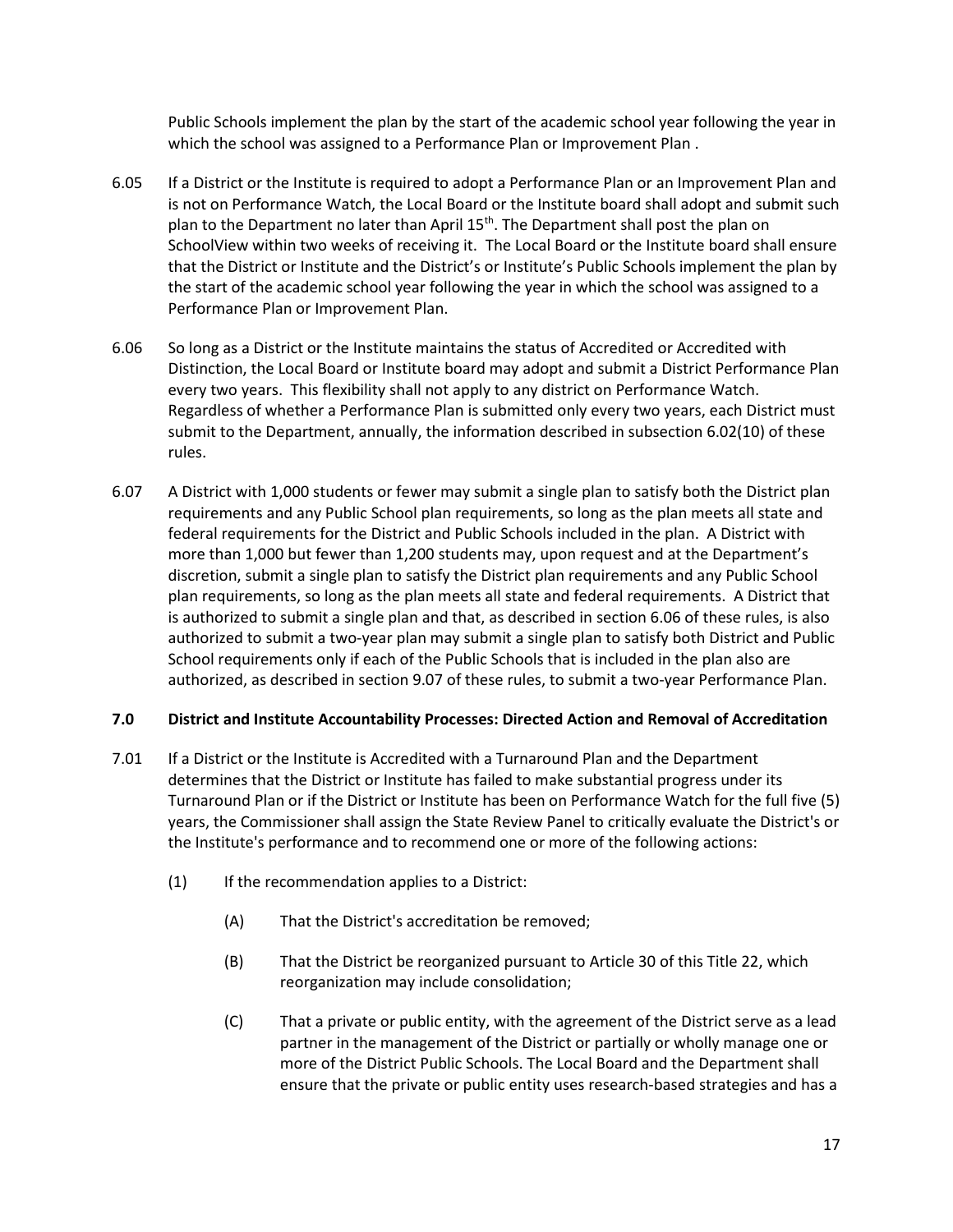Public Schools implement the plan by the start of the academic school year following the year in which the school was assigned to a Performance Plan or Improvement Plan .

6.05 If a District or the Institute is required to adopt a Performance Plan or an Improvement Plan and is not on Performance Watch, the Local Board or the Institute board shall adopt and submit such plan to the Department no later than April 15th. The Department shall post the plan on SchoolView within two weeks of receiving it. The Local Board or the Institute board shall ensure that the District or Institute and the District's or Institute's Public Schools implement the plan by the start of the academic school year following the year in which the school was assigned to a Performance Plan or Improvement Plan.

6.06 So long as a District or the Institute maintains the status of Accredited or Accredited with Distinction, the Local Board or Institute board may adopt and submit a District Performance Plan every two years. This flexibility shall not apply to any district on Performance Watch. Regardless of whether a Performance Plan is submitted only every two years, each District must submit to the Department, annually, the information described in subsection 6.02(10) of these rules.

6.07 A District with 1,000 students or fewer may submit a single plan to satisfy both the District plan requirements and any Public School plan requirements, so long as the plan meets all state and federal requirements for the District and Public Schools included in the plan. A District with more than 1,000 but fewer than 1,200 students may, upon request and at the Department's discretion, submit a single plan to satisfy the District plan requirements and any Public School plan requirements, so long as the plan meets all state and federal requirements. A District that is authorized to submit a single plan and that, as described in section 6.06 of these rules, is also authorized to submit a two-year plan may submit a single plan to satisfy both District and Public School requirements only if each of the Public Schools that is included in the plan also are authorized, as described in section 9.07 of these rules, to submit a two-year Performance Plan.

**7.0 District and Institute Accountability Processes: Directed Action and Removal of Accreditation**

7.01 If a District or the Institute is Accredited with a Turnaround Plan and the Department determines that the District or Institute has failed to make substantial progress under its Turnaround Plan or if the District or Institute has been on Performance Watch for the full five (5) years, the Commissioner shall assign the State Review Panel to critically evaluate the District's or the Institute's performance and to recommend one or more of the following actions:

(1) If the recommendation applies to a District:

(A) That the District's accreditation be removed;

(B) That the District be reorganized pursuant to Article 30 of this Title 22, which reorganization may include consolidation;

(C) That a private or public entity, with the agreement of the District serve as a lead partner in the management of the District or partially or wholly manage one or more of the District Public Schools. The Local Board and the Department shall ensure that the private or public entity uses research-based strategies and has a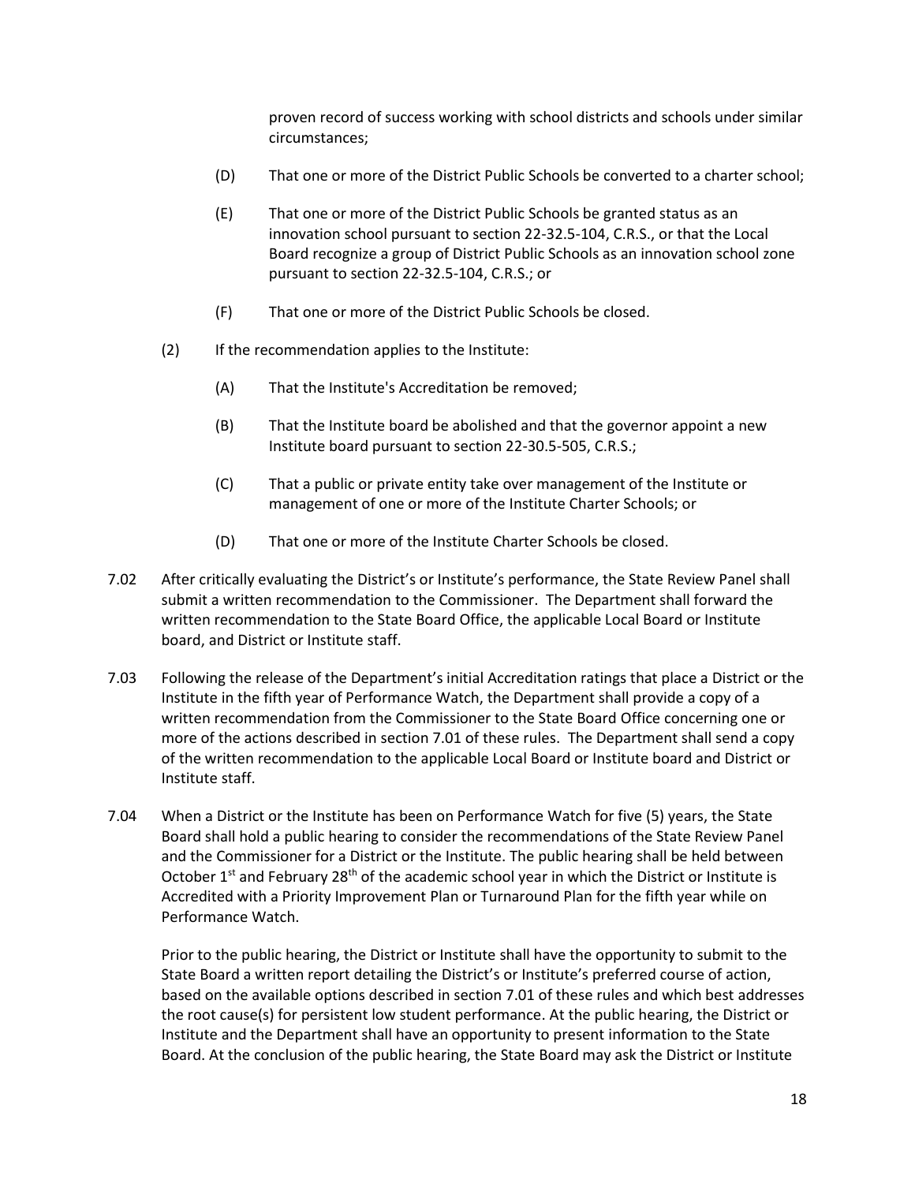proven record of success working with school districts and schools under similar circumstances;

(D) That one or more of the District Public Schools be converted to a charter school;

(E) That one or more of the District Public Schools be granted status as an innovation school pursuant to section 22-32.5-104, C.R.S., or that the Local Board recognize a group of District Public Schools as an innovation school zone pursuant to section 22-32.5-104, C.R.S.; or

(F) That one or more of the District Public Schools be closed.

(2) If the recommendation applies to the Institute:

(A) That the Institute's Accreditation be removed;

(B) That the Institute board be abolished and that the governor appoint a new Institute board pursuant to section 22-30.5-505, C.R.S.;

(C) That a public or private entity take over management of the Institute or management of one or more of the Institute Charter Schools; or

(D) That one or more of the Institute Charter Schools be closed.

7.02 After critically evaluating the District's or Institute's performance, the State Review Panel shall submit a written recommendation to the Commissioner. The Department shall forward the written recommendation to the State Board Office, the applicable Local Board or Institute board, and District or Institute staff.

7.03 Following the release of the Department's initial Accreditation ratings that place a District or the Institute in the fifth year of Performance Watch, the Department shall provide a copy of a written recommendation from the Commissioner to the State Board Office concerning one or more of the actions described in section 7.01 of these rules. The Department shall send a copy of the written recommendation to the applicable Local Board or Institute board and District or Institute staff.

7.04 When a District or the Institute has been on Performance Watch for five (5) years, the State Board shall hold a public hearing to consider the recommendations of the State Review Panel and the Commissioner for a District or the Institute. The public hearing shall be held between October 1st and February 28th of the academic school year in which the District or Institute is Accredited with a Priority Improvement Plan or Turnaround Plan for the fifth year while on Performance Watch.

Prior to the public hearing, the District or Institute shall have the opportunity to submit to the State Board a written report detailing the District's or Institute's preferred course of action, based on the available options described in section 7.01 of these rules and which best addresses the root cause(s) for persistent low student performance. At the public hearing, the District or Institute and the Department shall have an opportunity to present information to the State Board. At the conclusion of the public hearing, the State Board may ask the District or Institute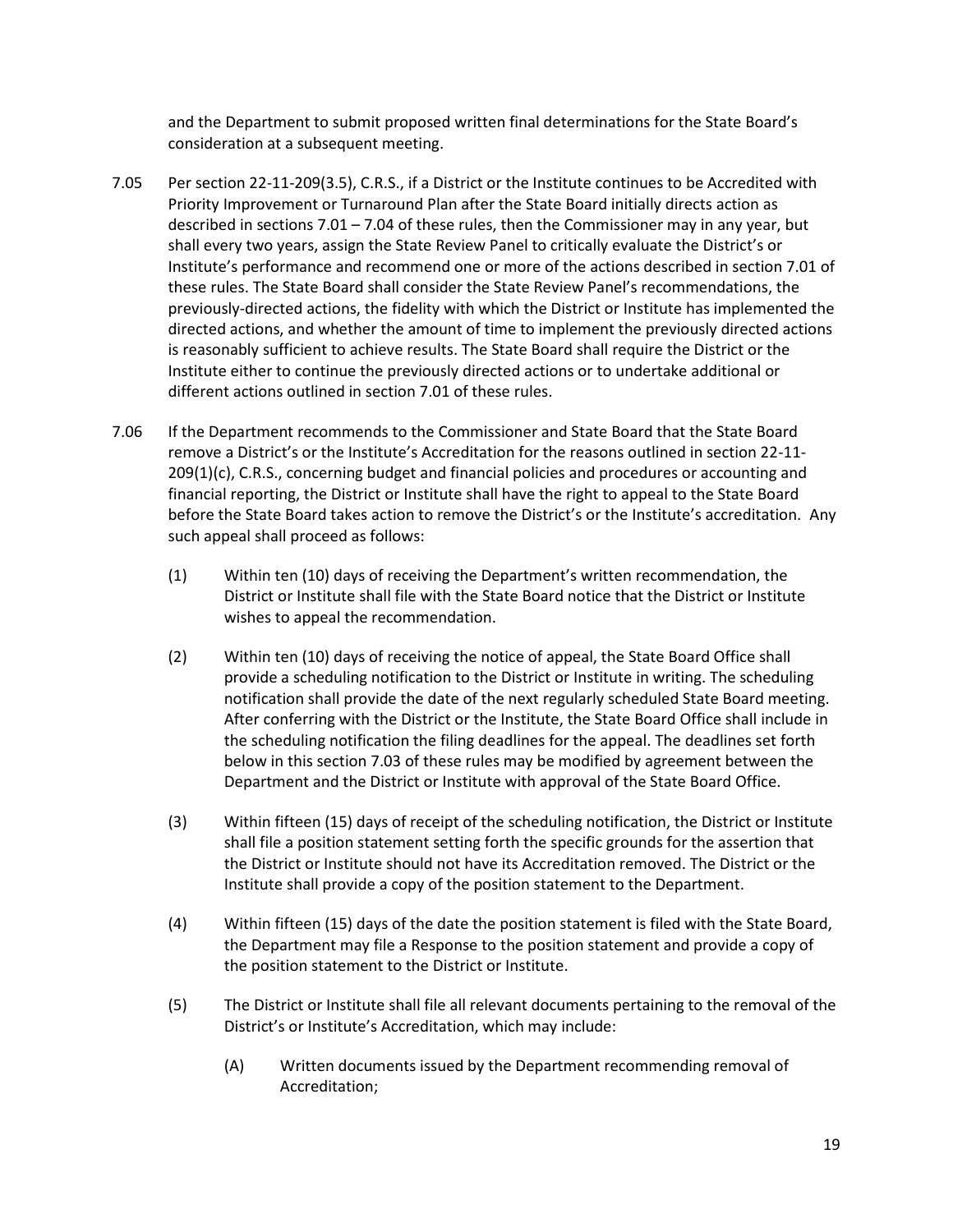and the Department to submit proposed written final determinations for the State Board's consideration at a subsequent meeting.

7.05 Per section 22-11-209(3.5), C.R.S., if a District or the Institute continues to be Accredited with Priority Improvement or Turnaround Plan after the State Board initially directs action as described in sections 7.01 – 7.04 of these rules, then the Commissioner may in any year, but shall every two years, assign the State Review Panel to critically evaluate the District's or Institute's performance and recommend one or more of the actions described in section 7.01 of these rules. The State Board shall consider the State Review Panel's recommendations, the previously-directed actions, the fidelity with which the District or Institute has implemented the directed actions, and whether the amount of time to implement the previously directed actions is reasonably sufficient to achieve results. The State Board shall require the District or the Institute either to continue the previously directed actions or to undertake additional or different actions outlined in section 7.01 of these rules.

7.06 If the Department recommends to the Commissioner and State Board that the State Board remove a District's or the Institute's Accreditation for the reasons outlined in section 22-11-209(1)(c), C.R.S., concerning budget and financial policies and procedures or accounting and financial reporting, the District or Institute shall have the right to appeal to the State Board before the State Board takes action to remove the District's or the Institute's accreditation. Any such appeal shall proceed as follows:

(1) Within ten (10) days of receiving the Department's written recommendation, the District or Institute shall file with the State Board notice that the District or Institute wishes to appeal the recommendation.

(2) Within ten (10) days of receiving the notice of appeal, the State Board Office shall provide a scheduling notification to the District or Institute in writing. The scheduling notification shall provide the date of the next regularly scheduled State Board meeting. After conferring with the District or the Institute, the State Board Office shall include in the scheduling notification the filing deadlines for the appeal. The deadlines set forth below in this section 7.03 of these rules may be modified by agreement between the Department and the District or Institute with approval of the State Board Office.

(3) Within fifteen (15) days of receipt of the scheduling notification, the District or Institute shall file a position statement setting forth the specific grounds for the assertion that the District or Institute should not have its Accreditation removed. The District or the Institute shall provide a copy of the position statement to the Department.

(4) Within fifteen (15) days of the date the position statement is filed with the State Board, the Department may file a Response to the position statement and provide a copy of the position statement to the District or Institute.

(5) The District or Institute shall file all relevant documents pertaining to the removal of the District's or Institute's Accreditation, which may include:

(A) Written documents issued by the Department recommending removal of Accreditation;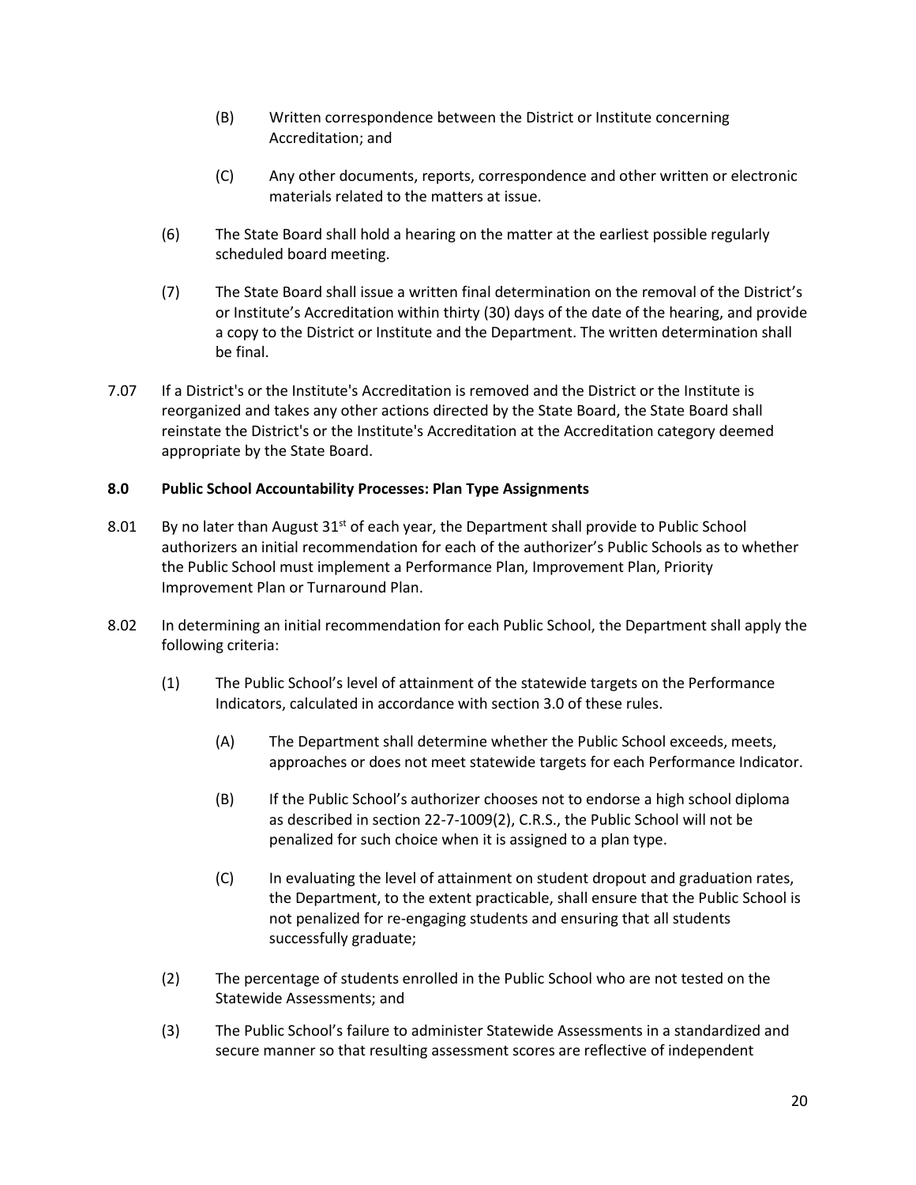(B) Written correspondence between the District or Institute concerning Accreditation; and

(C) Any other documents, reports, correspondence and other written or electronic materials related to the matters at issue.

(6) The State Board shall hold a hearing on the matter at the earliest possible regularly scheduled board meeting.

(7) The State Board shall issue a written final determination on the removal of the District's or Institute's Accreditation within thirty (30) days of the date of the hearing, and provide a copy to the District or Institute and the Department. The written determination shall be final.

7.07 If a District's or the Institute's Accreditation is removed and the District or the Institute is reorganized and takes any other actions directed by the State Board, the State Board shall reinstate the District's or the Institute's Accreditation at the Accreditation category deemed appropriate by the State Board.

**8.0 Public School Accountability Processes: Plan Type Assignments**

8.01 By no later than August 31st of each year, the Department shall provide to Public School authorizers an initial recommendation for each of the authorizer's Public Schools as to whether the Public School must implement a Performance Plan, Improvement Plan, Priority Improvement Plan or Turnaround Plan.

8.02 In determining an initial recommendation for each Public School, the Department shall apply the following criteria:

(1) The Public School's level of attainment of the statewide targets on the Performance Indicators, calculated in accordance with section 3.0 of these rules.

(A) The Department shall determine whether the Public School exceeds, meets, approaches or does not meet statewide targets for each Performance Indicator.

(B) If the Public School's authorizer chooses not to endorse a high school diploma as described in section 22-7-1009(2), C.R.S., the Public School will not be penalized for such choice when it is assigned to a plan type.

(C) In evaluating the level of attainment on student dropout and graduation rates, the Department, to the extent practicable, shall ensure that the Public School is not penalized for re-engaging students and ensuring that all students successfully graduate;

(2) The percentage of students enrolled in the Public School who are not tested on the Statewide Assessments; and

(3) The Public School's failure to administer Statewide Assessments in a standardized and secure manner so that resulting assessment scores are reflective of independent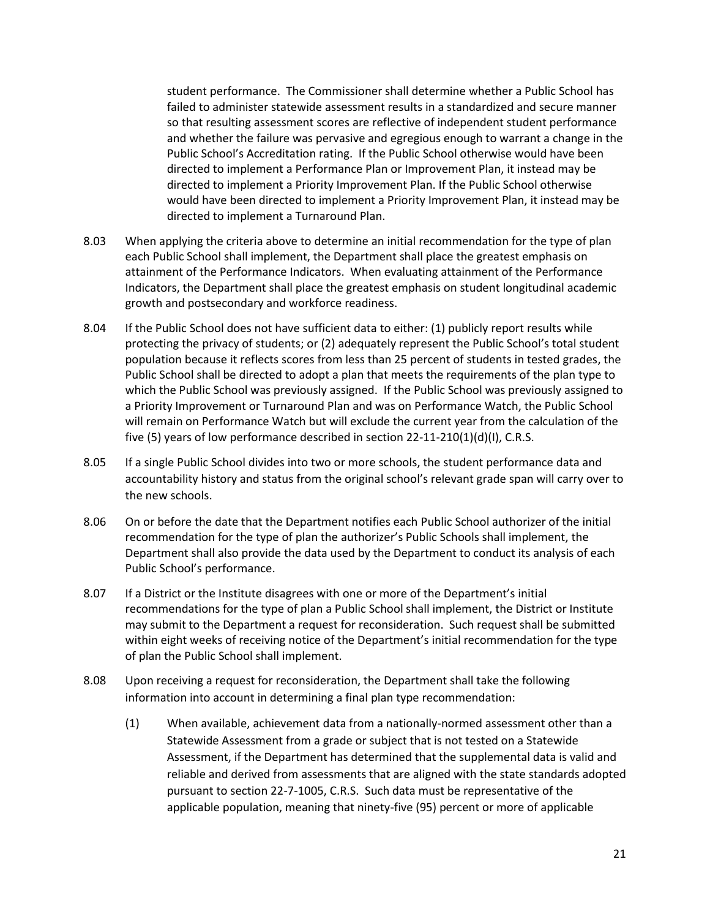student performance. The Commissioner shall determine whether a Public School has failed to administer statewide assessment results in a standardized and secure manner so that resulting assessment scores are reflective of independent student performance and whether the failure was pervasive and egregious enough to warrant a change in the Public School's Accreditation rating. If the Public School otherwise would have been directed to implement a Performance Plan or Improvement Plan, it instead may be directed to implement a Priority Improvement Plan. If the Public School otherwise would have been directed to implement a Priority Improvement Plan, it instead may be directed to implement a Turnaround Plan.

8.03 When applying the criteria above to determine an initial recommendation for the type of plan each Public School shall implement, the Department shall place the greatest emphasis on attainment of the Performance Indicators. When evaluating attainment of the Performance Indicators, the Department shall place the greatest emphasis on student longitudinal academic growth and postsecondary and workforce readiness.

8.04 If the Public School does not have sufficient data to either: (1) publicly report results while protecting the privacy of students; or (2) adequately represent the Public School's total student population because it reflects scores from less than 25 percent of students in tested grades, the Public School shall be directed to adopt a plan that meets the requirements of the plan type to which the Public School was previously assigned. If the Public School was previously assigned to a Priority Improvement or Turnaround Plan and was on Performance Watch, the Public School will remain on Performance Watch but will exclude the current year from the calculation of the five (5) years of low performance described in section 22-11-210(1)(d)(I), C.R.S.

8.05 If a single Public School divides into two or more schools, the student performance data and accountability history and status from the original school's relevant grade span will carry over to the new schools.

8.06 On or before the date that the Department notifies each Public School authorizer of the initial recommendation for the type of plan the authorizer's Public Schools shall implement, the Department shall also provide the data used by the Department to conduct its analysis of each Public School's performance.

8.07 If a District or the Institute disagrees with one or more of the Department's initial recommendations for the type of plan a Public School shall implement, the District or Institute may submit to the Department a request for reconsideration. Such request shall be submitted within eight weeks of receiving notice of the Department's initial recommendation for the type of plan the Public School shall implement.

8.08 Upon receiving a request for reconsideration, the Department shall take the following information into account in determining a final plan type recommendation:

(1) When available, achievement data from a nationally-normed assessment other than a Statewide Assessment from a grade or subject that is not tested on a Statewide Assessment, if the Department has determined that the supplemental data is valid and reliable and derived from assessments that are aligned with the state standards adopted pursuant to section 22-7-1005, C.R.S. Such data must be representative of the applicable population, meaning that ninety-five (95) percent or more of applicable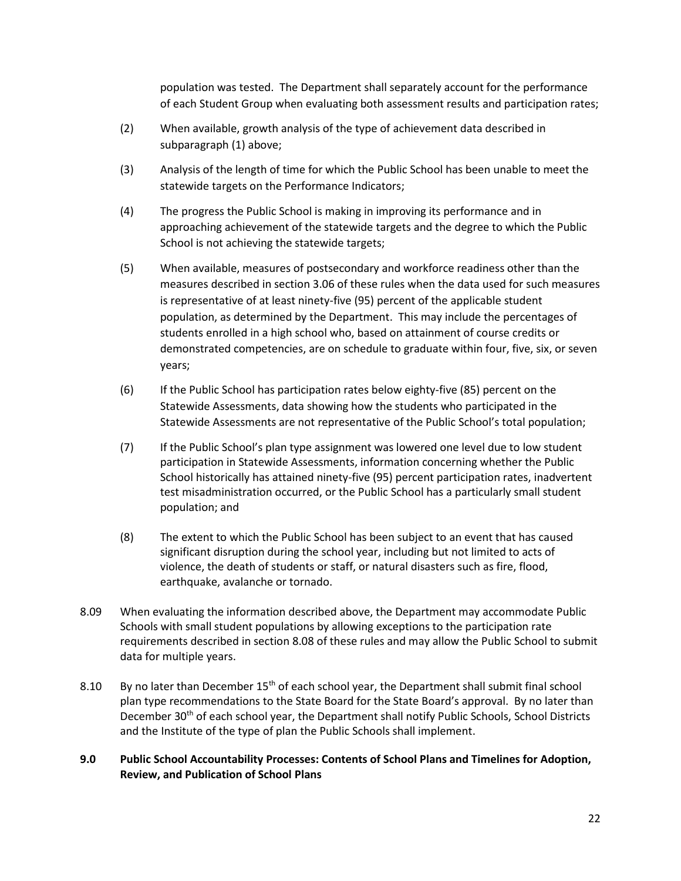population was tested. The Department shall separately account for the performance of each Student Group when evaluating both assessment results and participation rates;

(2) When available, growth analysis of the type of achievement data described in subparagraph (1) above;

(3) Analysis of the length of time for which the Public School has been unable to meet the statewide targets on the Performance Indicators;

(4) The progress the Public School is making in improving its performance and in approaching achievement of the statewide targets and the degree to which the Public School is not achieving the statewide targets;

(5) When available, measures of postsecondary and workforce readiness other than the measures described in section 3.06 of these rules when the data used for such measures is representative of at least ninety-five (95) percent of the applicable student population, as determined by the Department. This may include the percentages of students enrolled in a high school who, based on attainment of course credits or demonstrated competencies, are on schedule to graduate within four, five, six, or seven years;

(6) If the Public School has participation rates below eighty-five (85) percent on the Statewide Assessments, data showing how the students who participated in the Statewide Assessments are not representative of the Public School's total population;

(7) If the Public School's plan type assignment was lowered one level due to low student participation in Statewide Assessments, information concerning whether the Public School historically has attained ninety-five (95) percent participation rates, inadvertent test misadministration occurred, or the Public School has a particularly small student population; and

(8) The extent to which the Public School has been subject to an event that has caused significant disruption during the school year, including but not limited to acts of violence, the death of students or staff, or natural disasters such as fire, flood, earthquake, avalanche or tornado.

8.09 When evaluating the information described above, the Department may accommodate Public Schools with small student populations by allowing exceptions to the participation rate requirements described in section 8.08 of these rules and may allow the Public School to submit data for multiple years.

8.10 By no later than December 15th of each school year, the Department shall submit final school plan type recommendations to the State Board for the State Board's approval. By no later than December 30th of each school year, the Department shall notify Public Schools, School Districts and the Institute of the type of plan the Public Schools shall implement.

**9.0 Public School Accountability Processes: Contents of School Plans and Timelines for Adoption, Review, and Publication of School Plans**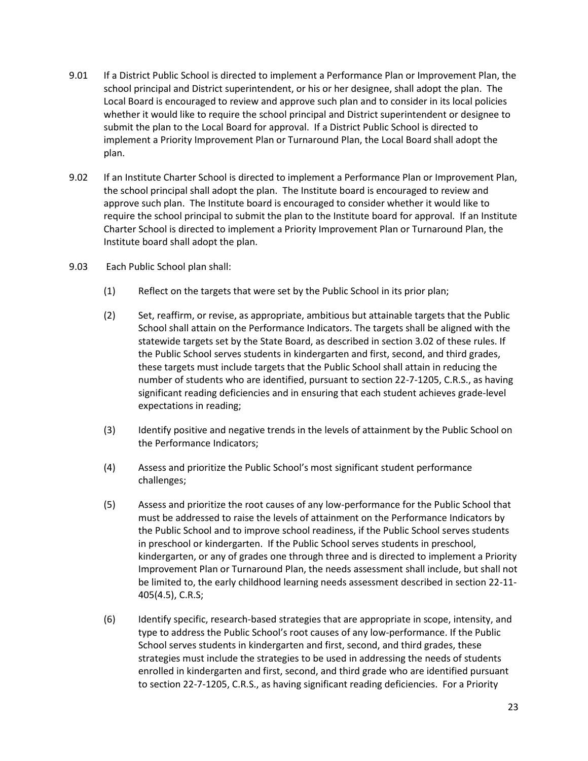9.01 If a District Public School is directed to implement a Performance Plan or Improvement Plan, the school principal and District superintendent, or his or her designee, shall adopt the plan. The Local Board is encouraged to review and approve such plan and to consider in its local policies whether it would like to require the school principal and District superintendent or designee to submit the plan to the Local Board for approval. If a District Public School is directed to implement a Priority Improvement Plan or Turnaround Plan, the Local Board shall adopt the plan.

9.02 If an Institute Charter School is directed to implement a Performance Plan or Improvement Plan, the school principal shall adopt the plan. The Institute board is encouraged to review and approve such plan. The Institute board is encouraged to consider whether it would like to require the school principal to submit the plan to the Institute board for approval. If an Institute Charter School is directed to implement a Priority Improvement Plan or Turnaround Plan, the Institute board shall adopt the plan.

9.03 Each Public School plan shall:

(1) Reflect on the targets that were set by the Public School in its prior plan;

(2) Set, reaffirm, or revise, as appropriate, ambitious but attainable targets that the Public School shall attain on the Performance Indicators. The targets shall be aligned with the statewide targets set by the State Board, as described in section 3.02 of these rules. If the Public School serves students in kindergarten and first, second, and third grades, these targets must include targets that the Public School shall attain in reducing the number of students who are identified, pursuant to section 22-7-1205, C.R.S., as having significant reading deficiencies and in ensuring that each student achieves grade-level expectations in reading;

(3) Identify positive and negative trends in the levels of attainment by the Public School on the Performance Indicators;

(4) Assess and prioritize the Public School's most significant student performance challenges;

(5) Assess and prioritize the root causes of any low-performance for the Public School that must be addressed to raise the levels of attainment on the Performance Indicators by the Public School and to improve school readiness, if the Public School serves students in preschool or kindergarten. If the Public School serves students in preschool, kindergarten, or any of grades one through three and is directed to implement a Priority Improvement Plan or Turnaround Plan, the needs assessment shall include, but shall not be limited to, the early childhood learning needs assessment described in section 22-11-405(4.5), C.R.S;

(6) Identify specific, research-based strategies that are appropriate in scope, intensity, and type to address the Public School's root causes of any low-performance. If the Public School serves students in kindergarten and first, second, and third grades, these strategies must include the strategies to be used in addressing the needs of students enrolled in kindergarten and first, second, and third grade who are identified pursuant to section 22-7-1205, C.R.S., as having significant reading deficiencies. For a Priority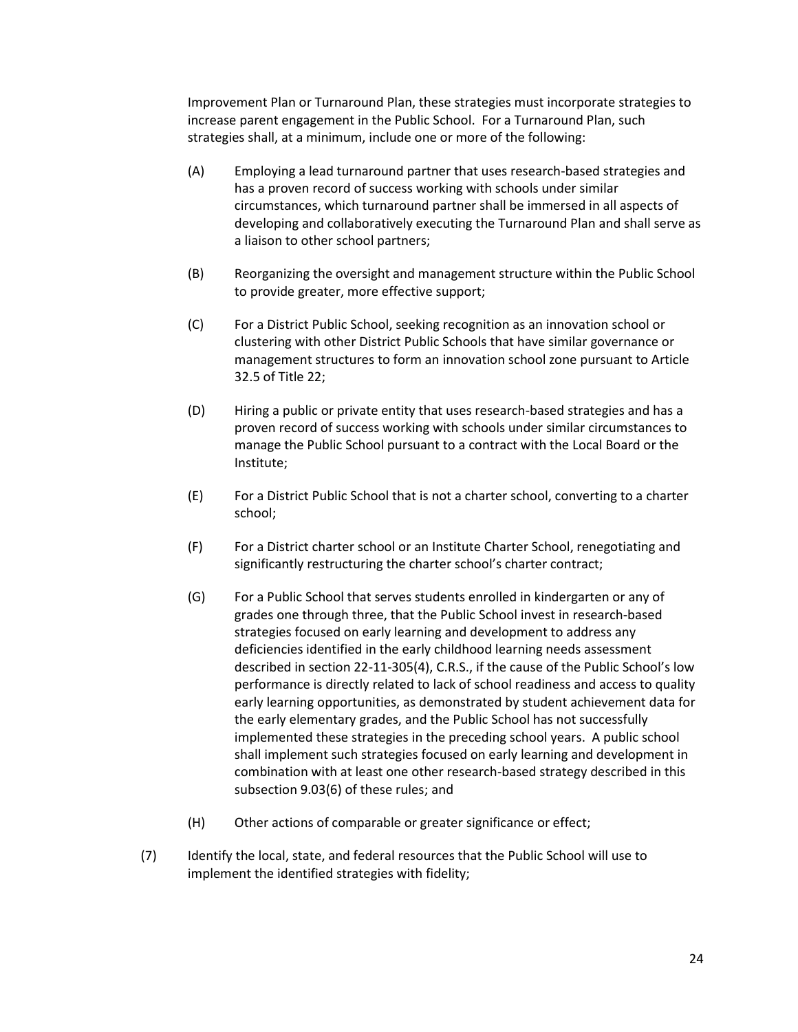Improvement Plan or Turnaround Plan, these strategies must incorporate strategies to increase parent engagement in the Public School. For a Turnaround Plan, such strategies shall, at a minimum, include one or more of the following:

(A) Employing a lead turnaround partner that uses research-based strategies and has a proven record of success working with schools under similar circumstances, which turnaround partner shall be immersed in all aspects of developing and collaboratively executing the Turnaround Plan and shall serve as a liaison to other school partners;

(B) Reorganizing the oversight and management structure within the Public School to provide greater, more effective support;

(C) For a District Public School, seeking recognition as an innovation school or clustering with other District Public Schools that have similar governance or management structures to form an innovation school zone pursuant to Article 32.5 of Title 22;

(D) Hiring a public or private entity that uses research-based strategies and has a proven record of success working with schools under similar circumstances to manage the Public School pursuant to a contract with the Local Board or the Institute;

(E) For a District Public School that is not a charter school, converting to a charter school;

(F) For a District charter school or an Institute Charter School, renegotiating and significantly restructuring the charter school's charter contract;

(G) For a Public School that serves students enrolled in kindergarten or any of grades one through three, that the Public School invest in research-based strategies focused on early learning and development to address any deficiencies identified in the early childhood learning needs assessment described in section 22-11-305(4), C.R.S., if the cause of the Public School's low performance is directly related to lack of school readiness and access to quality early learning opportunities, as demonstrated by student achievement data for the early elementary grades, and the Public School has not successfully implemented these strategies in the preceding school years. A public school shall implement such strategies focused on early learning and development in combination with at least one other research-based strategy described in this subsection 9.03(6) of these rules; and

(H) Other actions of comparable or greater significance or effect;

(7) Identify the local, state, and federal resources that the Public School will use to implement the identified strategies with fidelity;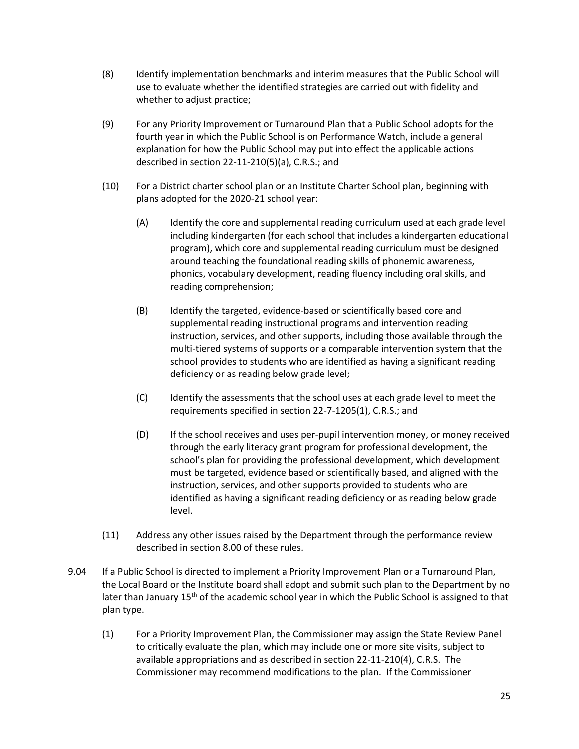(8) Identify implementation benchmarks and interim measures that the Public School will use to evaluate whether the identified strategies are carried out with fidelity and whether to adjust practice;

(9) For any Priority Improvement or Turnaround Plan that a Public School adopts for the fourth year in which the Public School is on Performance Watch, include a general explanation for how the Public School may put into effect the applicable actions described in section 22-11-210(5)(a), C.R.S.; and

(10) For a District charter school plan or an Institute Charter School plan, beginning with plans adopted for the 2020-21 school year:

(A) Identify the core and supplemental reading curriculum used at each grade level including kindergarten (for each school that includes a kindergarten educational program), which core and supplemental reading curriculum must be designed around teaching the foundational reading skills of phonemic awareness, phonics, vocabulary development, reading fluency including oral skills, and reading comprehension;

(B) Identify the targeted, evidence-based or scientifically based core and supplemental reading instructional programs and intervention reading instruction, services, and other supports, including those available through the multi-tiered systems of supports or a comparable intervention system that the school provides to students who are identified as having a significant reading deficiency or as reading below grade level;

(C) Identify the assessments that the school uses at each grade level to meet the requirements specified in section 22-7-1205(1), C.R.S.; and

(D) If the school receives and uses per-pupil intervention money, or money received through the early literacy grant program for professional development, the school's plan for providing the professional development, which development must be targeted, evidence based or scientifically based, and aligned with the instruction, services, and other supports provided to students who are identified as having a significant reading deficiency or as reading below grade level.

(11) Address any other issues raised by the Department through the performance review described in section 8.00 of these rules.

9.04 If a Public School is directed to implement a Priority Improvement Plan or a Turnaround Plan, the Local Board or the Institute board shall adopt and submit such plan to the Department by no later than January 15th of the academic school year in which the Public School is assigned to that plan type.

(1) For a Priority Improvement Plan, the Commissioner may assign the State Review Panel to critically evaluate the plan, which may include one or more site visits, subject to available appropriations and as described in section 22-11-210(4), C.R.S. The Commissioner may recommend modifications to the plan. If the Commissioner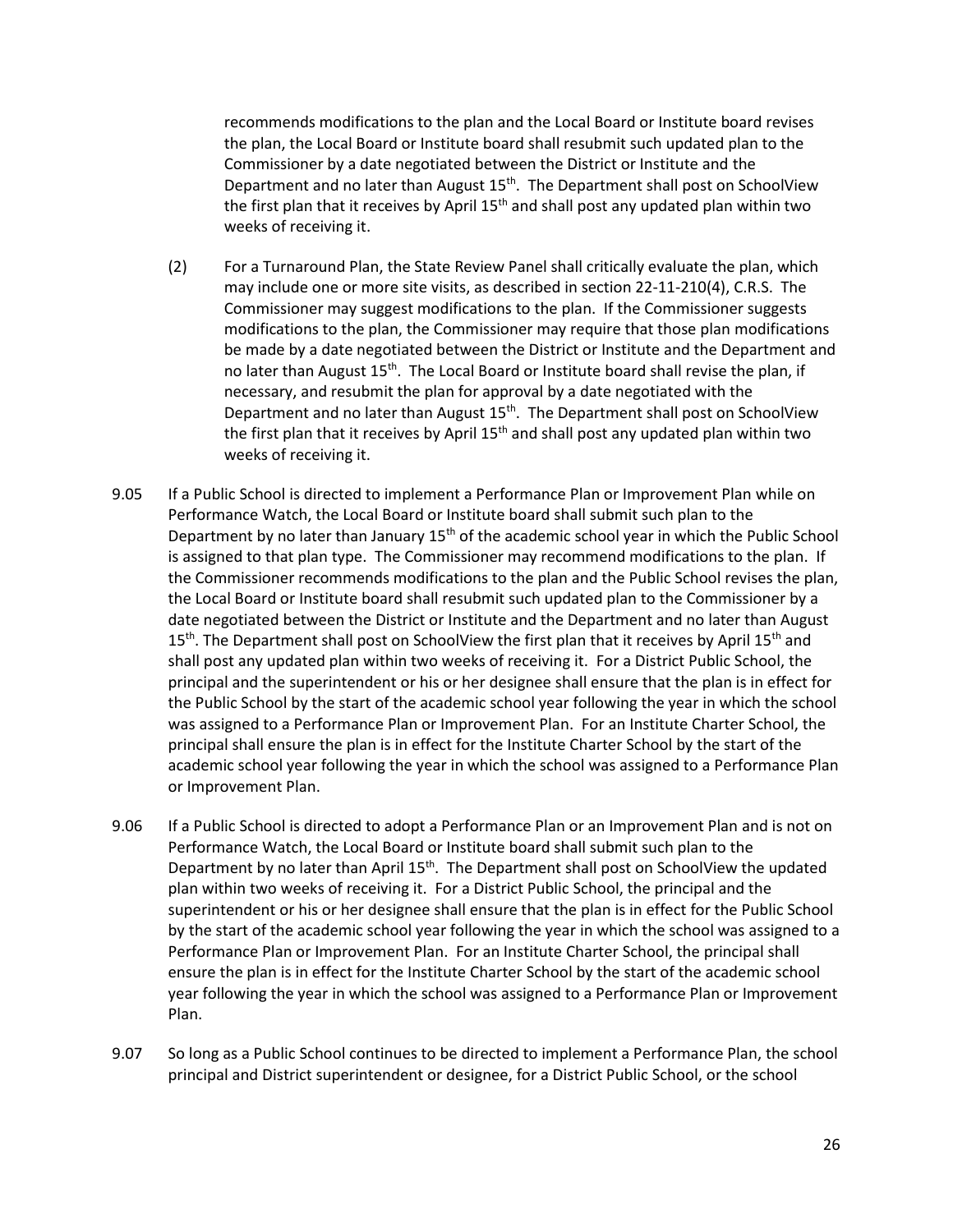recommends modifications to the plan and the Local Board or Institute board revises the plan, the Local Board or Institute board shall resubmit such updated plan to the Commissioner by a date negotiated between the District or Institute and the Department and no later than August 15th. The Department shall post on SchoolView the first plan that it receives by April 15th and shall post any updated plan within two weeks of receiving it.

(2) For a Turnaround Plan, the State Review Panel shall critically evaluate the plan, which may include one or more site visits, as described in section 22-11-210(4), C.R.S. The Commissioner may suggest modifications to the plan. If the Commissioner suggests modifications to the plan, the Commissioner may require that those plan modifications be made by a date negotiated between the District or Institute and the Department and no later than August 15th. The Local Board or Institute board shall revise the plan, if necessary, and resubmit the plan for approval by a date negotiated with the Department and no later than August 15th. The Department shall post on SchoolView the first plan that it receives by April 15th and shall post any updated plan within two weeks of receiving it.

9.05 If a Public School is directed to implement a Performance Plan or Improvement Plan while on Performance Watch, the Local Board or Institute board shall submit such plan to the Department by no later than January 15th of the academic school year in which the Public School is assigned to that plan type. The Commissioner may recommend modifications to the plan. If the Commissioner recommends modifications to the plan and the Public School revises the plan, the Local Board or Institute board shall resubmit such updated plan to the Commissioner by a date negotiated between the District or Institute and the Department and no later than August 15th. The Department shall post on SchoolView the first plan that it receives by April 15th and shall post any updated plan within two weeks of receiving it. For a District Public School, the principal and the superintendent or his or her designee shall ensure that the plan is in effect for the Public School by the start of the academic school year following the year in which the school was assigned to a Performance Plan or Improvement Plan. For an Institute Charter School, the principal shall ensure the plan is in effect for the Institute Charter School by the start of the academic school year following the year in which the school was assigned to a Performance Plan or Improvement Plan.

9.06 If a Public School is directed to adopt a Performance Plan or an Improvement Plan and is not on Performance Watch, the Local Board or Institute board shall submit such plan to the Department by no later than April 15th. The Department shall post on SchoolView the updated plan within two weeks of receiving it. For a District Public School, the principal and the superintendent or his or her designee shall ensure that the plan is in effect for the Public School by the start of the academic school year following the year in which the school was assigned to a Performance Plan or Improvement Plan. For an Institute Charter School, the principal shall ensure the plan is in effect for the Institute Charter School by the start of the academic school year following the year in which the school was assigned to a Performance Plan or Improvement Plan.

9.07 So long as a Public School continues to be directed to implement a Performance Plan, the school principal and District superintendent or designee, for a District Public School, or the school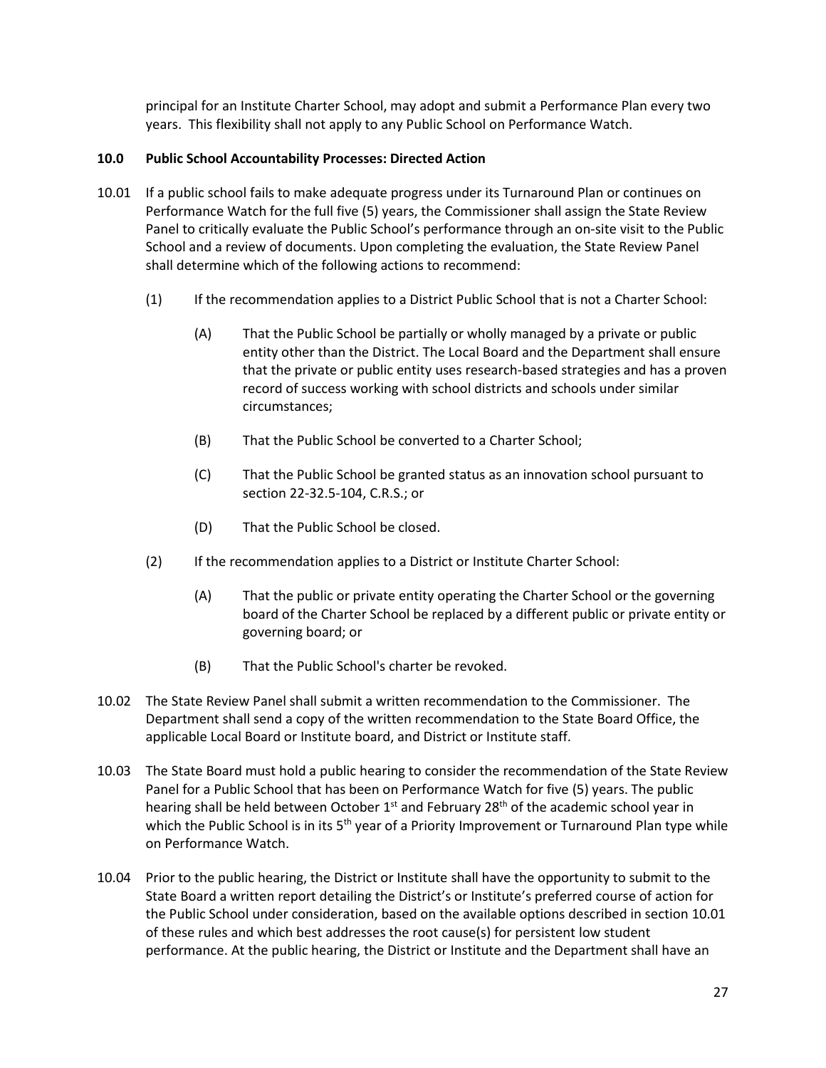principal for an Institute Charter School, may adopt and submit a Performance Plan every two years. This flexibility shall not apply to any Public School on Performance Watch.

**10.0 Public School Accountability Processes: Directed Action**

10.01 If a public school fails to make adequate progress under its Turnaround Plan or continues on Performance Watch for the full five (5) years, the Commissioner shall assign the State Review Panel to critically evaluate the Public School's performance through an on-site visit to the Public School and a review of documents. Upon completing the evaluation, the State Review Panel shall determine which of the following actions to recommend:

(1) If the recommendation applies to a District Public School that is not a Charter School:

(A) That the Public School be partially or wholly managed by a private or public entity other than the District. The Local Board and the Department shall ensure that the private or public entity uses research-based strategies and has a proven record of success working with school districts and schools under similar circumstances;

(B) That the Public School be converted to a Charter School;

(C) That the Public School be granted status as an innovation school pursuant to section 22-32.5-104, C.R.S.; or

(D) That the Public School be closed.

(2) If the recommendation applies to a District or Institute Charter School:

(A) That the public or private entity operating the Charter School or the governing board of the Charter School be replaced by a different public or private entity or governing board; or

(B) That the Public School's charter be revoked.

10.02 The State Review Panel shall submit a written recommendation to the Commissioner. The Department shall send a copy of the written recommendation to the State Board Office, the applicable Local Board or Institute board, and District or Institute staff.

10.03 The State Board must hold a public hearing to consider the recommendation of the State Review Panel for a Public School that has been on Performance Watch for five (5) years. The public hearing shall be held between October 1st and February 28th of the academic school year in which the Public School is in its 5th year of a Priority Improvement or Turnaround Plan type while on Performance Watch.

10.04 Prior to the public hearing, the District or Institute shall have the opportunity to submit to the State Board a written report detailing the District's or Institute's preferred course of action for the Public School under consideration, based on the available options described in section 10.01 of these rules and which best addresses the root cause(s) for persistent low student performance. At the public hearing, the District or Institute and the Department shall have an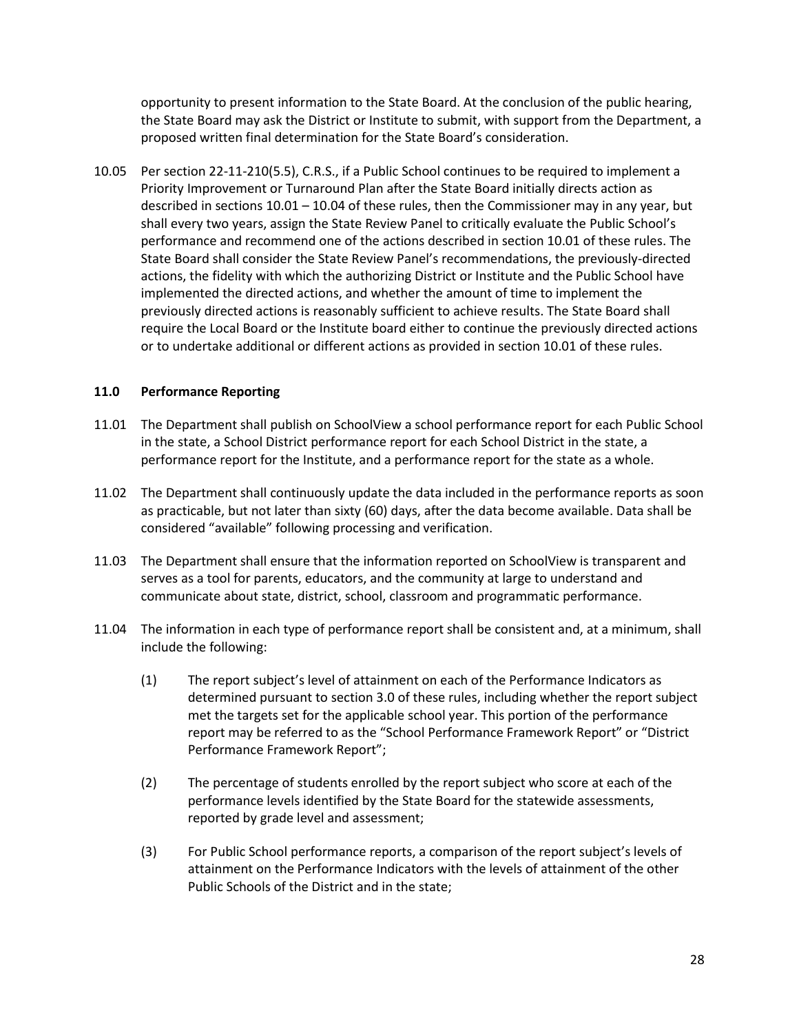opportunity to present information to the State Board. At the conclusion of the public hearing, the State Board may ask the District or Institute to submit, with support from the Department, a proposed written final determination for the State Board's consideration.

10.05 Per section 22-11-210(5.5), C.R.S., if a Public School continues to be required to implement a Priority Improvement or Turnaround Plan after the State Board initially directs action as described in sections 10.01 – 10.04 of these rules, then the Commissioner may in any year, but shall every two years, assign the State Review Panel to critically evaluate the Public School's performance and recommend one of the actions described in section 10.01 of these rules. The State Board shall consider the State Review Panel's recommendations, the previously-directed actions, the fidelity with which the authorizing District or Institute and the Public School have implemented the directed actions, and whether the amount of time to implement the previously directed actions is reasonably sufficient to achieve results. The State Board shall require the Local Board or the Institute board either to continue the previously directed actions or to undertake additional or different actions as provided in section 10.01 of these rules.

### 11.0 Performance Reporting

11.01 The Department shall publish on SchoolView a school performance report for each Public School in the state, a School District performance report for each School District in the state, a performance report for the Institute, and a performance report for the state as a whole.

11.02 The Department shall continuously update the data included in the performance reports as soon as practicable, but not later than sixty (60) days, after the data become available. Data shall be considered "available" following processing and verification.

11.03 The Department shall ensure that the information reported on SchoolView is transparent and serves as a tool for parents, educators, and the community at large to understand and communicate about state, district, school, classroom and programmatic performance.

11.04 The information in each type of performance report shall be consistent and, at a minimum, shall include the following:

(1) The report subject's level of attainment on each of the Performance Indicators as determined pursuant to section 3.0 of these rules, including whether the report subject met the targets set for the applicable school year. This portion of the performance report may be referred to as the "School Performance Framework Report" or "District Performance Framework Report";

(2) The percentage of students enrolled by the report subject who score at each of the performance levels identified by the State Board for the statewide assessments, reported by grade level and assessment;

(3) For Public School performance reports, a comparison of the report subject's levels of attainment on the Performance Indicators with the levels of attainment of the other Public Schools of the District and in the state;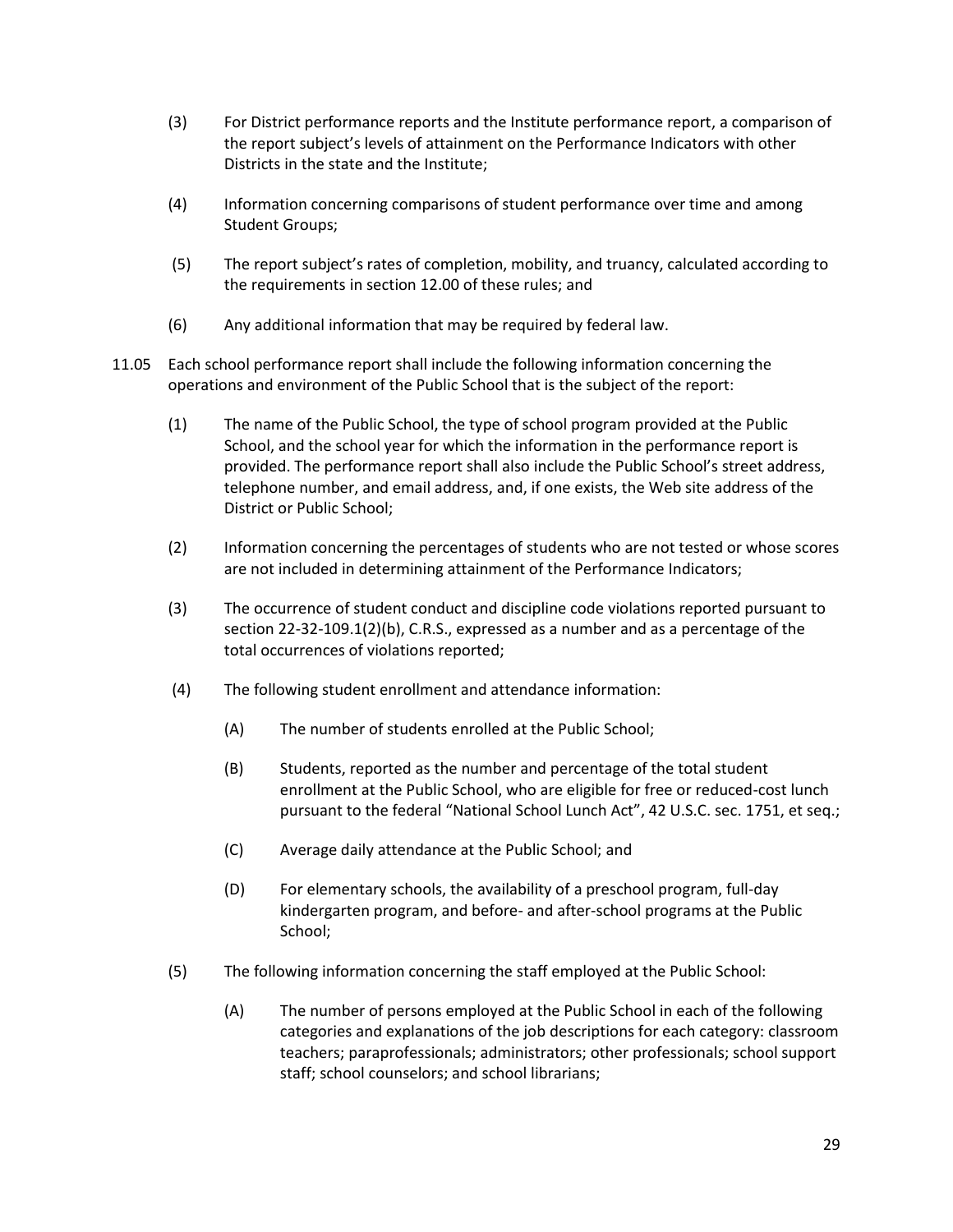(3) For District performance reports and the Institute performance report, a comparison of the report subject's levels of attainment on the Performance Indicators with other Districts in the state and the Institute;

(4) Information concerning comparisons of student performance over time and among Student Groups;

(5) The report subject's rates of completion, mobility, and truancy, calculated according to the requirements in section 12.00 of these rules; and

(6) Any additional information that may be required by federal law.

11.05 Each school performance report shall include the following information concerning the operations and environment of the Public School that is the subject of the report:

(1) The name of the Public School, the type of school program provided at the Public School, and the school year for which the information in the performance report is provided. The performance report shall also include the Public School's street address, telephone number, and email address, and, if one exists, the Web site address of the District or Public School;

(2) Information concerning the percentages of students who are not tested or whose scores are not included in determining attainment of the Performance Indicators;

(3) The occurrence of student conduct and discipline code violations reported pursuant to section 22-32-109.1(2)(b), C.R.S., expressed as a number and as a percentage of the total occurrences of violations reported;

(4) The following student enrollment and attendance information:

(A) The number of students enrolled at the Public School;

(B) Students, reported as the number and percentage of the total student enrollment at the Public School, who are eligible for free or reduced-cost lunch pursuant to the federal "National School Lunch Act", 42 U.S.C. sec. 1751, et seq.;

(C) Average daily attendance at the Public School; and

(D) For elementary schools, the availability of a preschool program, full-day kindergarten program, and before- and after-school programs at the Public School;

(5) The following information concerning the staff employed at the Public School:

(A) The number of persons employed at the Public School in each of the following categories and explanations of the job descriptions for each category: classroom teachers; paraprofessionals; administrators; other professionals; school support staff; school counselors; and school librarians;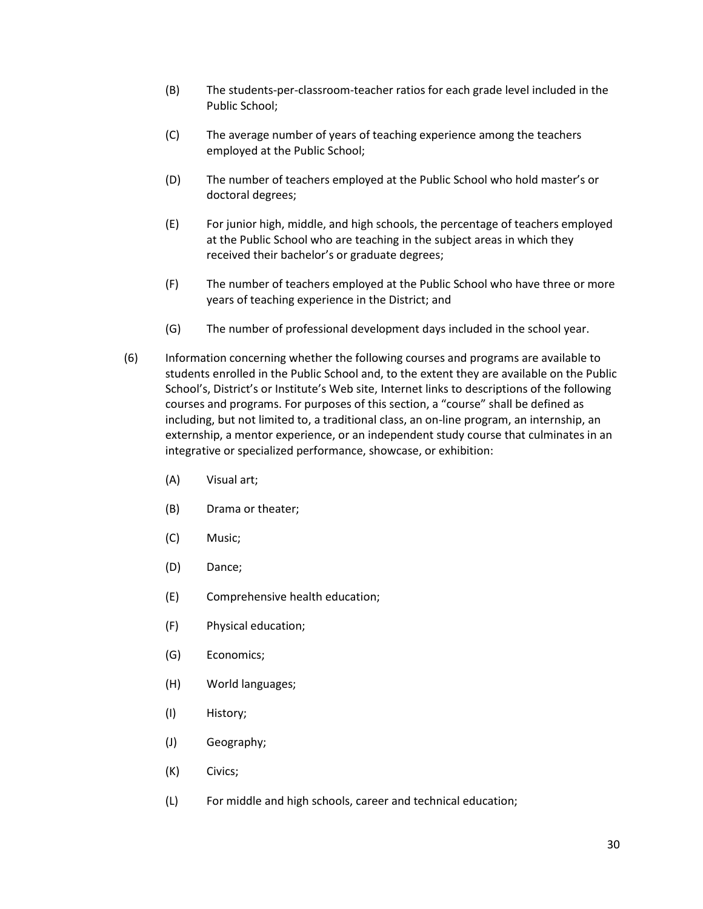(B) The students-per-classroom-teacher ratios for each grade level included in the Public School;

(C) The average number of years of teaching experience among the teachers employed at the Public School;

(D) The number of teachers employed at the Public School who hold master's or doctoral degrees;

(E) For junior high, middle, and high schools, the percentage of teachers employed at the Public School who are teaching in the subject areas in which they received their bachelor's or graduate degrees;

(F) The number of teachers employed at the Public School who have three or more years of teaching experience in the District; and

(G) The number of professional development days included in the school year.

(6) Information concerning whether the following courses and programs are available to students enrolled in the Public School and, to the extent they are available on the Public School's, District's or Institute's Web site, Internet links to descriptions of the following courses and programs. For purposes of this section, a "course" shall be defined as including, but not limited to, a traditional class, an on-line program, an internship, an externship, a mentor experience, or an independent study course that culminates in an integrative or specialized performance, showcase, or exhibition:

(A) Visual art;

(B) Drama or theater;

(C) Music;

(D) Dance;

(E) Comprehensive health education;

(F) Physical education;

(G) Economics;

(H) World languages;

(I) History;

(J) Geography;

(K) Civics;

(L) For middle and high schools, career and technical education;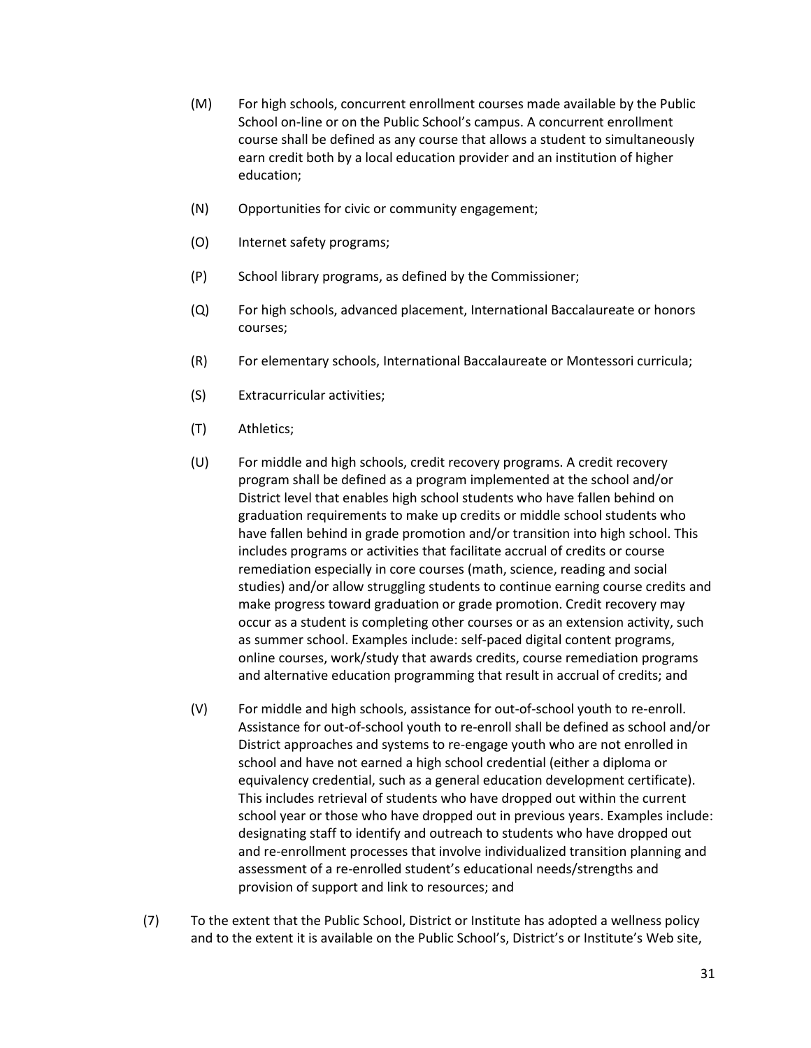(M) For high schools, concurrent enrollment courses made available by the Public School on-line or on the Public School's campus. A concurrent enrollment course shall be defined as any course that allows a student to simultaneously earn credit both by a local education provider and an institution of higher education;

(N) Opportunities for civic or community engagement;

(O) Internet safety programs;

(P) School library programs, as defined by the Commissioner;

(Q) For high schools, advanced placement, International Baccalaureate or honors courses;

(R) For elementary schools, International Baccalaureate or Montessori curricula;

(S) Extracurricular activities;

(T) Athletics;

(U) For middle and high schools, credit recovery programs. A credit recovery program shall be defined as a program implemented at the school and/or District level that enables high school students who have fallen behind on graduation requirements to make up credits or middle school students who have fallen behind in grade promotion and/or transition into high school. This includes programs or activities that facilitate accrual of credits or course remediation especially in core courses (math, science, reading and social studies) and/or allow struggling students to continue earning course credits and make progress toward graduation or grade promotion. Credit recovery may occur as a student is completing other courses or as an extension activity, such as summer school. Examples include: self-paced digital content programs, online courses, work/study that awards credits, course remediation programs and alternative education programming that result in accrual of credits; and

(V) For middle and high schools, assistance for out-of-school youth to re-enroll. Assistance for out-of-school youth to re-enroll shall be defined as school and/or District approaches and systems to re-engage youth who are not enrolled in school and have not earned a high school credential (either a diploma or equivalency credential, such as a general education development certificate). This includes retrieval of students who have dropped out within the current school year or those who have dropped out in previous years. Examples include: designating staff to identify and outreach to students who have dropped out and re-enrollment processes that involve individualized transition planning and assessment of a re-enrolled student's educational needs/strengths and provision of support and link to resources; and

(7) To the extent that the Public School, District or Institute has adopted a wellness policy and to the extent it is available on the Public School's, District's or Institute's Web site,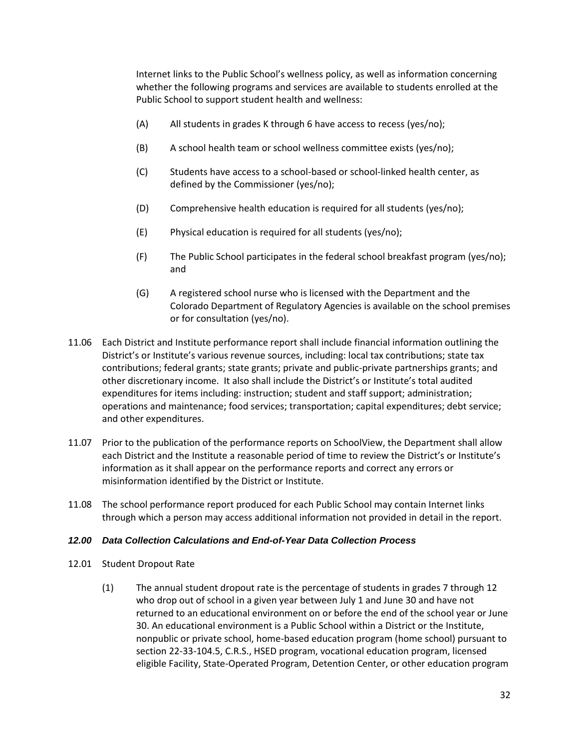Internet links to the Public School's wellness policy, as well as information concerning whether the following programs and services are available to students enrolled at the Public School to support student health and wellness:

(A) All students in grades K through 6 have access to recess (yes/no);

(B) A school health team or school wellness committee exists (yes/no);

(C) Students have access to a school-based or school-linked health center, as defined by the Commissioner (yes/no);

(D) Comprehensive health education is required for all students (yes/no);

(E) Physical education is required for all students (yes/no);

(F) The Public School participates in the federal school breakfast program (yes/no); and

(G) A registered school nurse who is licensed with the Department and the Colorado Department of Regulatory Agencies is available on the school premises or for consultation (yes/no).

11.06 Each District and Institute performance report shall include financial information outlining the District's or Institute's various revenue sources, including: local tax contributions; state tax contributions; federal grants; state grants; private and public-private partnerships grants; and other discretionary income. It also shall include the District's or Institute's total audited expenditures for items including: instruction; student and staff support; administration; operations and maintenance; food services; transportation; capital expenditures; debt service; and other expenditures.

11.07 Prior to the publication of the performance reports on SchoolView, the Department shall allow each District and the Institute a reasonable period of time to review the District's or Institute's information as it shall appear on the performance reports and correct any errors or misinformation identified by the District or Institute.

11.08 The school performance report produced for each Public School may contain Internet links through which a person may access additional information not provided in detail in the report.

### *12.00 Data Collection Calculations and End-of-Year Data Collection Process*

12.01 Student Dropout Rate

(1) The annual student dropout rate is the percentage of students in grades 7 through 12 who drop out of school in a given year between July 1 and June 30 and have not returned to an educational environment on or before the end of the school year or June 30. An educational environment is a Public School within a District or the Institute, nonpublic or private school, home-based education program (home school) pursuant to section 22-33-104.5, C.R.S., HSED program, vocational education program, licensed eligible Facility, State-Operated Program, Detention Center, or other education program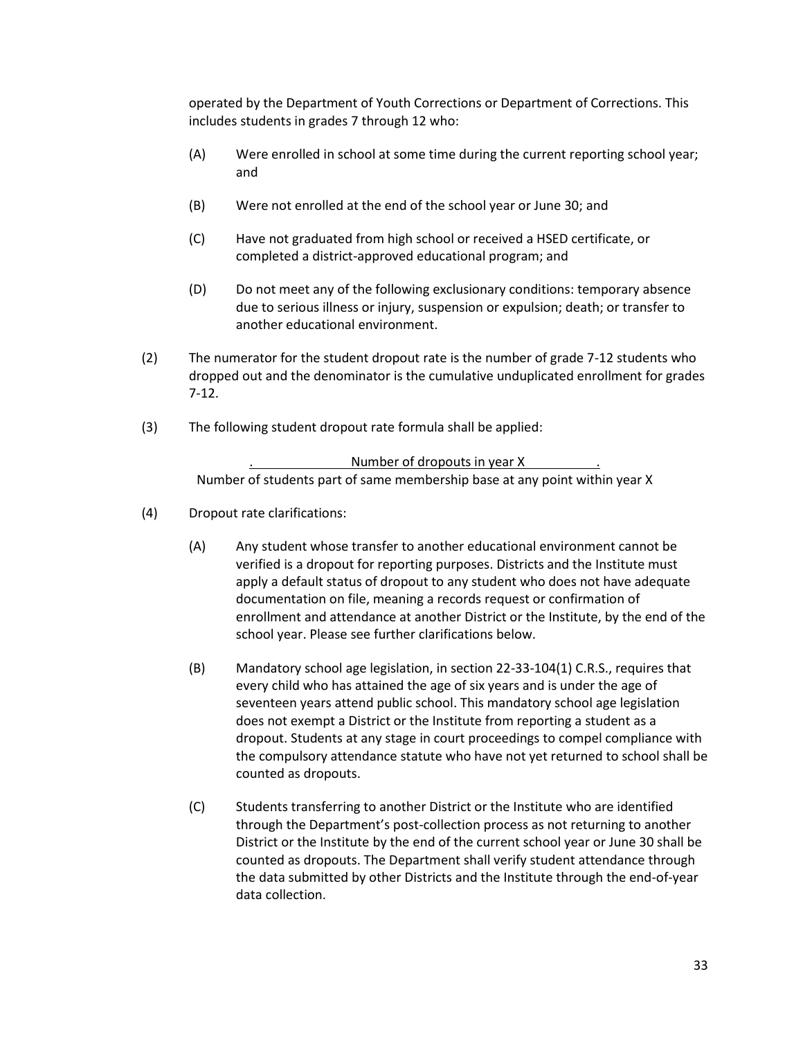operated by the Department of Youth Corrections or Department of Corrections. This includes students in grades 7 through 12 who:

(A) Were enrolled in school at some time during the current reporting school year; and

(B) Were not enrolled at the end of the school year or June 30; and

(C) Have not graduated from high school or received a HSED certificate, or completed a district-approved educational program; and

(D) Do not meet any of the following exclusionary conditions: temporary absence due to serious illness or injury, suspension or expulsion; death; or transfer to another educational environment.

(2) The numerator for the student dropout rate is the number of grade 7-12 students who dropped out and the denominator is the cumulative unduplicated enrollment for grades 7-12.

(3) The following student dropout rate formula shall be applied:

$$\frac{\text{Number of dropouts in year X}}{\text{Number of students part of same membership base at any point within year X}}$$

(4) Dropout rate clarifications:

(A) Any student whose transfer to another educational environment cannot be verified is a dropout for reporting purposes. Districts and the Institute must apply a default status of dropout to any student who does not have adequate documentation on file, meaning a records request or confirmation of enrollment and attendance at another District or the Institute, by the end of the school year. Please see further clarifications below.

(B) Mandatory school age legislation, in section 22-33-104(1) C.R.S., requires that every child who has attained the age of six years and is under the age of seventeen years attend public school. This mandatory school age legislation does not exempt a District or the Institute from reporting a student as a dropout. Students at any stage in court proceedings to compel compliance with the compulsory attendance statute who have not yet returned to school shall be counted as dropouts.

(C) Students transferring to another District or the Institute who are identified through the Department's post-collection process as not returning to another District or the Institute by the end of the current school year or June 30 shall be counted as dropouts. The Department shall verify student attendance through the data submitted by other Districts and the Institute through the end-of-year data collection.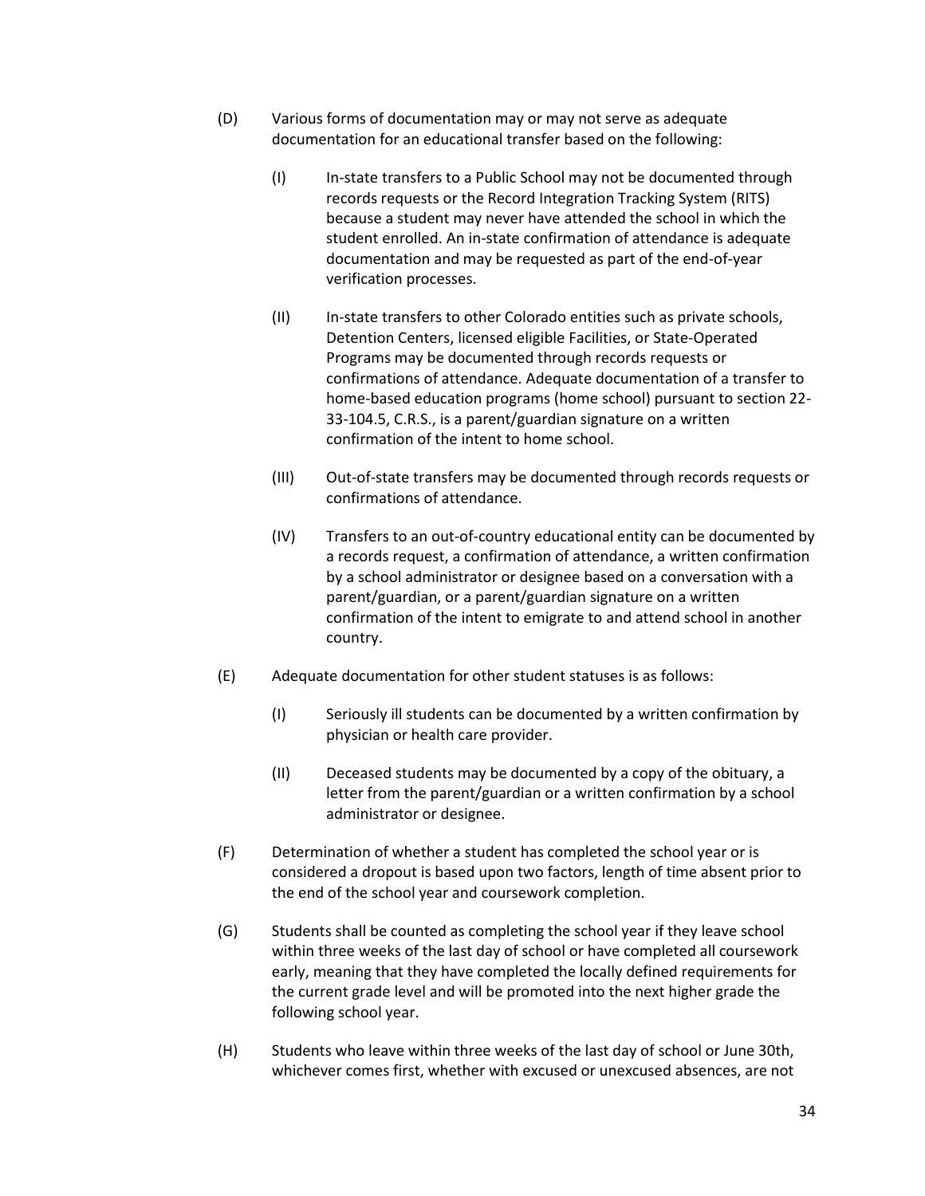(D) Various forms of documentation may or may not serve as adequate documentation for an educational transfer based on the following:

  (I) In-state transfers to a Public School may not be documented through records requests or the Record Integration Tracking System (RITS) because a student may never have attended the school in which the student enrolled. An in-state confirmation of attendance is adequate documentation and may be requested as part of the end-of-year verification processes.

  (II) In-state transfers to other Colorado entities such as private schools, Detention Centers, licensed eligible Facilities, or State-Operated Programs may be documented through records requests or confirmations of attendance. Adequate documentation of a transfer to home-based education programs (home school) pursuant to section 22-33-104.5, C.R.S., is a parent/guardian signature on a written confirmation of the intent to home school.

  (III) Out-of-state transfers may be documented through records requests or confirmations of attendance.

  (IV) Transfers to an out-of-country educational entity can be documented by a records request, a confirmation of attendance, a written confirmation by a school administrator or designee based on a conversation with a parent/guardian, or a parent/guardian signature on a written confirmation of the intent to emigrate to and attend school in another country.

(E) Adequate documentation for other student statuses is as follows:

  (I) Seriously ill students can be documented by a written confirmation by physician or health care provider.

  (II) Deceased students may be documented by a copy of the obituary, a letter from the parent/guardian or a written confirmation by a school administrator or designee.

(F) Determination of whether a student has completed the school year or is considered a dropout is based upon two factors, length of time absent prior to the end of the school year and coursework completion.

(G) Students shall be counted as completing the school year if they leave school within three weeks of the last day of school or have completed all coursework early, meaning that they have completed the locally defined requirements for the current grade level and will be promoted into the next higher grade the following school year.

(H) Students who leave within three weeks of the last day of school or June 30th, whichever comes first, whether with excused or unexcused absences, are not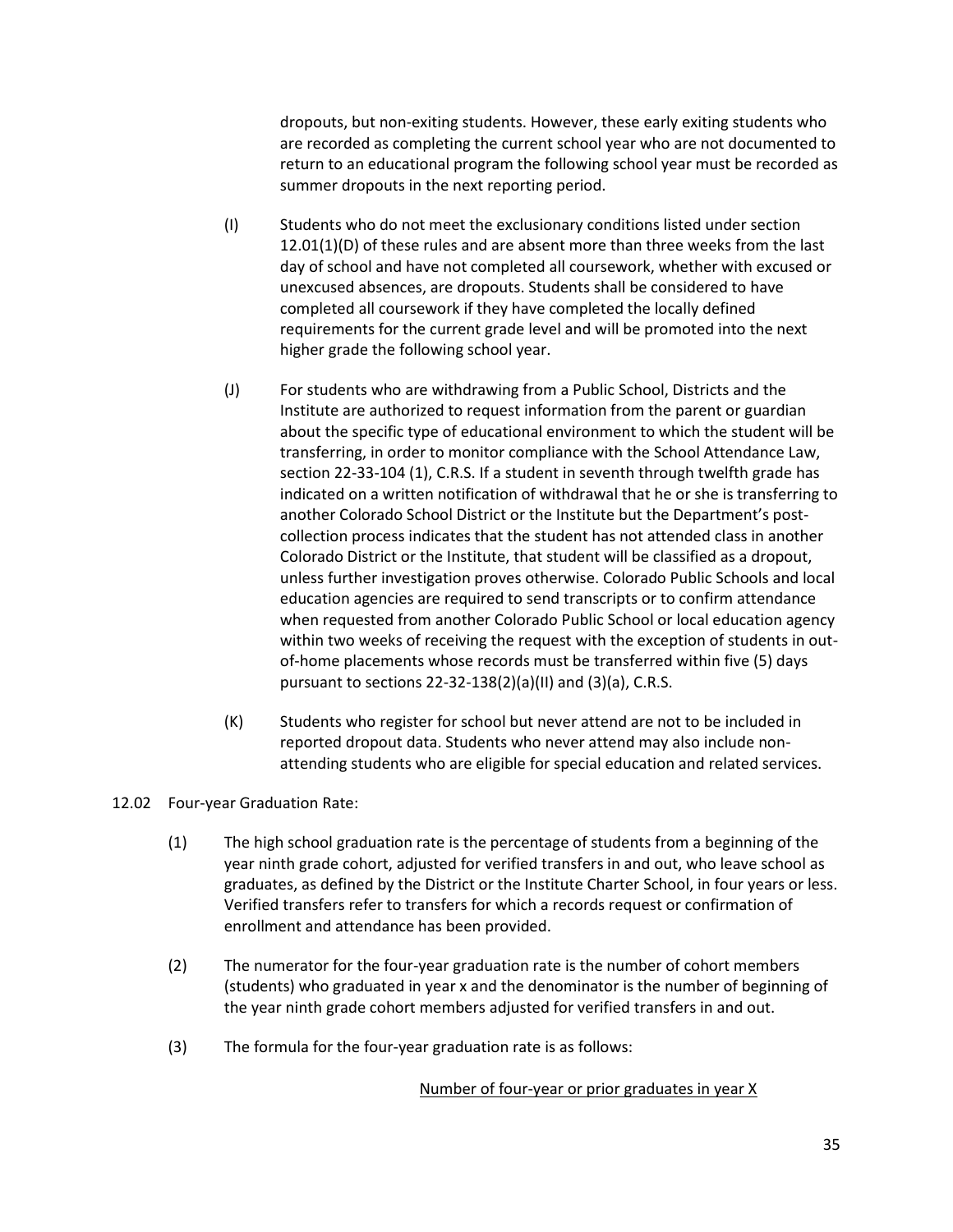dropouts, but non-exiting students. However, these early exiting students who are recorded as completing the current school year who are not documented to return to an educational program the following school year must be recorded as summer dropouts in the next reporting period.

(I) Students who do not meet the exclusionary conditions listed under section 12.01(1)(D) of these rules and are absent more than three weeks from the last day of school and have not completed all coursework, whether with excused or unexcused absences, are dropouts. Students shall be considered to have completed all coursework if they have completed the locally defined requirements for the current grade level and will be promoted into the next higher grade the following school year.

(J) For students who are withdrawing from a Public School, Districts and the Institute are authorized to request information from the parent or guardian about the specific type of educational environment to which the student will be transferring, in order to monitor compliance with the School Attendance Law, section 22-33-104 (1), C.R.S. If a student in seventh through twelfth grade has indicated on a written notification of withdrawal that he or she is transferring to another Colorado School District or the Institute but the Department's post-collection process indicates that the student has not attended class in another Colorado District or the Institute, that student will be classified as a dropout, unless further investigation proves otherwise. Colorado Public Schools and local education agencies are required to send transcripts or to confirm attendance when requested from another Colorado Public School or local education agency within two weeks of receiving the request with the exception of students in out-of-home placements whose records must be transferred within five (5) days pursuant to sections 22-32-138(2)(a)(II) and (3)(a), C.R.S.

(K) Students who register for school but never attend are not to be included in reported dropout data. Students who never attend may also include non-attending students who are eligible for special education and related services.

12.02 Four-year Graduation Rate:

(1) The high school graduation rate is the percentage of students from a beginning of the year ninth grade cohort, adjusted for verified transfers in and out, who leave school as graduates, as defined by the District or the Institute Charter School, in four years or less. Verified transfers refer to transfers for which a records request or confirmation of enrollment and attendance has been provided.

(2) The numerator for the four-year graduation rate is the number of cohort members (students) who graduated in year x and the denominator is the number of beginning of the year ninth grade cohort members adjusted for verified transfers in and out.

(3) The formula for the four-year graduation rate is as follows:

Number of four-year or prior graduates in year X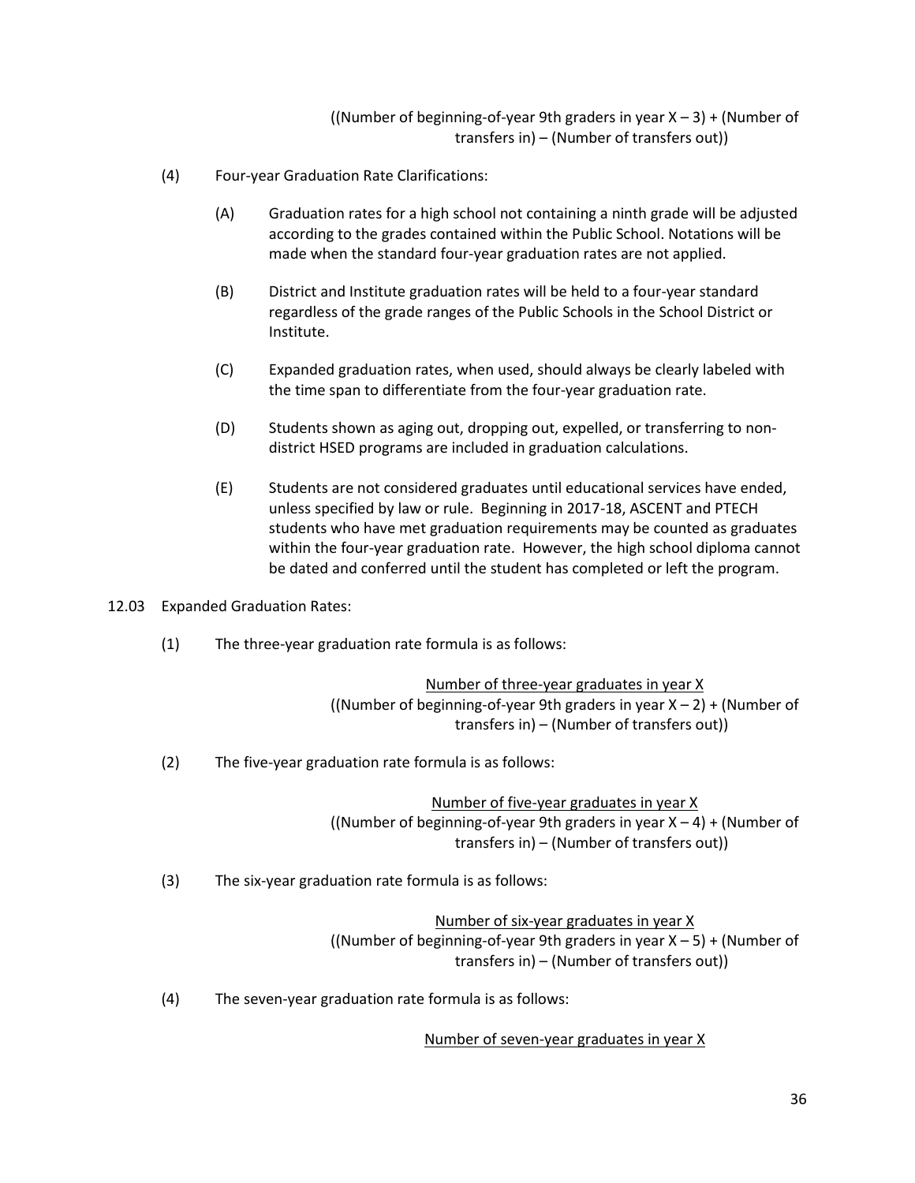((Number of beginning-of-year 9th graders in year X – 3) + (Number of transfers in) – (Number of transfers out))

(4) Four-year Graduation Rate Clarifications:

(A) Graduation rates for a high school not containing a ninth grade will be adjusted according to the grades contained within the Public School. Notations will be made when the standard four-year graduation rates are not applied.

(B) District and Institute graduation rates will be held to a four-year standard regardless of the grade ranges of the Public Schools in the School District or Institute.

(C) Expanded graduation rates, when used, should always be clearly labeled with the time span to differentiate from the four-year graduation rate.

(D) Students shown as aging out, dropping out, expelled, or transferring to non-district HSED programs are included in graduation calculations.

(E) Students are not considered graduates until educational services have ended, unless specified by law or rule. Beginning in 2017-18, ASCENT and PTECH students who have met graduation requirements may be counted as graduates within the four-year graduation rate. However, the high school diploma cannot be dated and conferred until the student has completed or left the program.

12.03 Expanded Graduation Rates:

(1) The three-year graduation rate formula is as follows:

<u>Number of three-year graduates in year X</u>
((Number of beginning-of-year 9th graders in year X – 2) + (Number of transfers in) – (Number of transfers out))

(2) The five-year graduation rate formula is as follows:

<u>Number of five-year graduates in year X</u>
((Number of beginning-of-year 9th graders in year X – 4) + (Number of transfers in) – (Number of transfers out))

(3) The six-year graduation rate formula is as follows:

<u>Number of six-year graduates in year X</u>
((Number of beginning-of-year 9th graders in year X – 5) + (Number of transfers in) – (Number of transfers out))

(4) The seven-year graduation rate formula is as follows:

<u>Number of seven-year graduates in year X</u>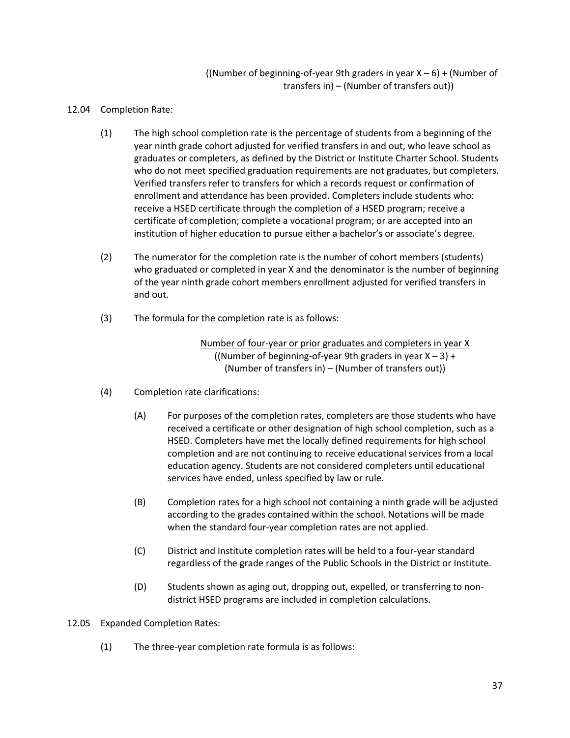((Number of beginning-of-year 9th graders in year X – 6) + (Number of transfers in) – (Number of transfers out))

12.04 Completion Rate:

(1) The high school completion rate is the percentage of students from a beginning of the year ninth grade cohort adjusted for verified transfers in and out, who leave school as graduates or completers, as defined by the District or Institute Charter School. Students who do not meet specified graduation requirements are not graduates, but completers. Verified transfers refer to transfers for which a records request or confirmation of enrollment and attendance has been provided. Completers include students who: receive a HSED certificate through the completion of a HSED program; receive a certificate of completion; complete a vocational program; or are accepted into an institution of higher education to pursue either a bachelor's or associate's degree.

(2) The numerator for the completion rate is the number of cohort members (students) who graduated or completed in year X and the denominator is the number of beginning of the year ninth grade cohort members enrollment adjusted for verified transfers in and out.

(3) The formula for the completion rate is as follows:

<u>Number of four-year or prior graduates and completers in year X</u>
((Number of beginning-of-year 9th graders in year X – 3) + (Number of transfers in) – (Number of transfers out))

(4) Completion rate clarifications:

(A) For purposes of the completion rates, completers are those students who have received a certificate or other designation of high school completion, such as a HSED. Completers have met the locally defined requirements for high school completion and are not continuing to receive educational services from a local education agency. Students are not considered completers until educational services have ended, unless specified by law or rule.

(B) Completion rates for a high school not containing a ninth grade will be adjusted according to the grades contained within the school. Notations will be made when the standard four-year completion rates are not applied.

(C) District and Institute completion rates will be held to a four-year standard regardless of the grade ranges of the Public Schools in the District or Institute.

(D) Students shown as aging out, dropping out, expelled, or transferring to non-district HSED programs are included in completion calculations.

12.05 Expanded Completion Rates:

(1) The three-year completion rate formula is as follows: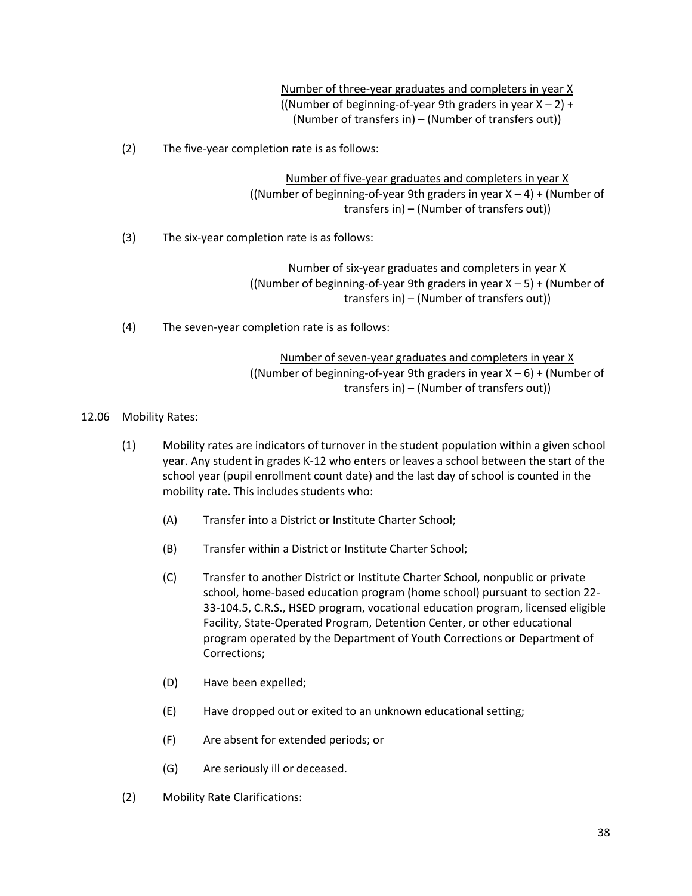$$\frac{\text{Number of three-year graduates and completers in year X}}{((\text{Number of beginning-of-year 9th graders in year } X - 2) + (\text{Number of transfers in}) - (\text{Number of transfers out}))}$$

(2) The five-year completion rate is as follows:

$$\frac{\text{Number of five-year graduates and completers in year X}}{((\text{Number of beginning-of-year 9th graders in year } X - 4) + (\text{Number of transfers in}) - (\text{Number of transfers out}))}$$

(3) The six-year completion rate is as follows:

$$\frac{\text{Number of six-year graduates and completers in year X}}{((\text{Number of beginning-of-year 9th graders in year } X - 5) + (\text{Number of transfers in}) - (\text{Number of transfers out}))}$$

(4) The seven-year completion rate is as follows:

$$\frac{\text{Number of seven-year graduates and completers in year X}}{((\text{Number of beginning-of-year 9th graders in year } X - 6) + (\text{Number of transfers in}) - (\text{Number of transfers out}))}$$

12.06 Mobility Rates:

(1) Mobility rates are indicators of turnover in the student population within a given school year. Any student in grades K-12 who enters or leaves a school between the start of the school year (pupil enrollment count date) and the last day of school is counted in the mobility rate. This includes students who:

(A) Transfer into a District or Institute Charter School;

(B) Transfer within a District or Institute Charter School;

(C) Transfer to another District or Institute Charter School, nonpublic or private school, home-based education program (home school) pursuant to section 22-33-104.5, C.R.S., HSED program, vocational education program, licensed eligible Facility, State-Operated Program, Detention Center, or other educational program operated by the Department of Youth Corrections or Department of Corrections;

(D) Have been expelled;

(E) Have dropped out or exited to an unknown educational setting;

(F) Are absent for extended periods; or

(G) Are seriously ill or deceased.

(2) Mobility Rate Clarifications: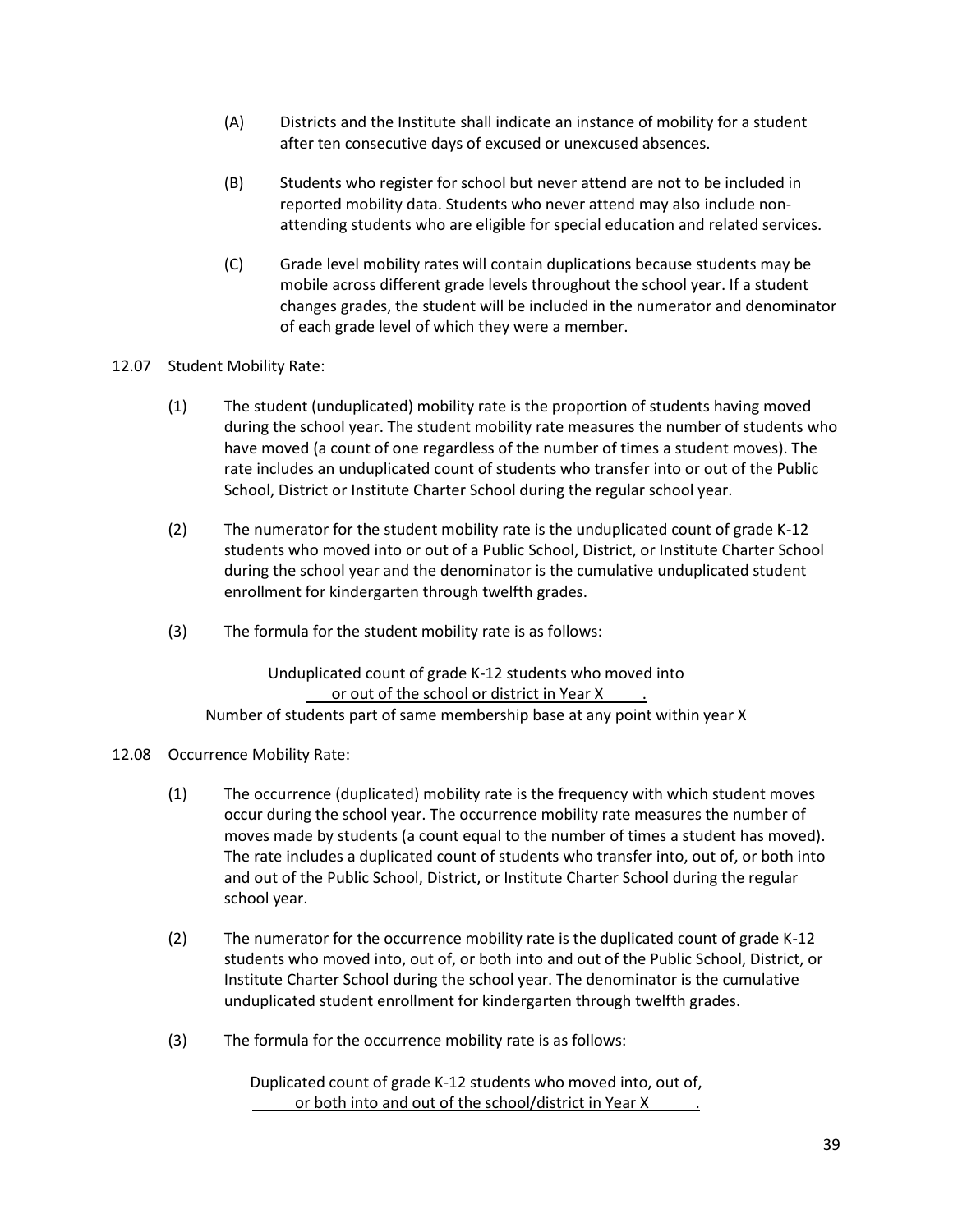(A) Districts and the Institute shall indicate an instance of mobility for a student after ten consecutive days of excused or unexcused absences.

(B) Students who register for school but never attend are not to be included in reported mobility data. Students who never attend may also include non-attending students who are eligible for special education and related services.

(C) Grade level mobility rates will contain duplications because students may be mobile across different grade levels throughout the school year. If a student changes grades, the student will be included in the numerator and denominator of each grade level of which they were a member.

12.07 Student Mobility Rate:

(1) The student (unduplicated) mobility rate is the proportion of students having moved during the school year. The student mobility rate measures the number of students who have moved (a count of one regardless of the number of times a student moves). The rate includes an unduplicated count of students who transfer into or out of the Public School, District or Institute Charter School during the regular school year.

(2) The numerator for the student mobility rate is the unduplicated count of grade K-12 students who moved into or out of a Public School, District, or Institute Charter School during the school year and the denominator is the cumulative unduplicated student enrollment for kindergarten through twelfth grades.

(3) The formula for the student mobility rate is as follows:

$$\frac{\text{Unduplicated count of grade K-12 students who moved into or out of the school or district in Year X}}{\text{Number of students part of same membership base at any point within year X}}$$

12.08 Occurrence Mobility Rate:

(1) The occurrence (duplicated) mobility rate is the frequency with which student moves occur during the school year. The occurrence mobility rate measures the number of moves made by students (a count equal to the number of times a student has moved). The rate includes a duplicated count of students who transfer into, out of, or both into and out of the Public School, District, or Institute Charter School during the regular school year.

(2) The numerator for the occurrence mobility rate is the duplicated count of grade K-12 students who moved into, out of, or both into and out of the Public School, District, or Institute Charter School during the school year. The denominator is the cumulative unduplicated student enrollment for kindergarten through twelfth grades.

(3) The formula for the occurrence mobility rate is as follows:

Duplicated count of grade K-12 students who moved into, out of, or both into and out of the school/district in Year X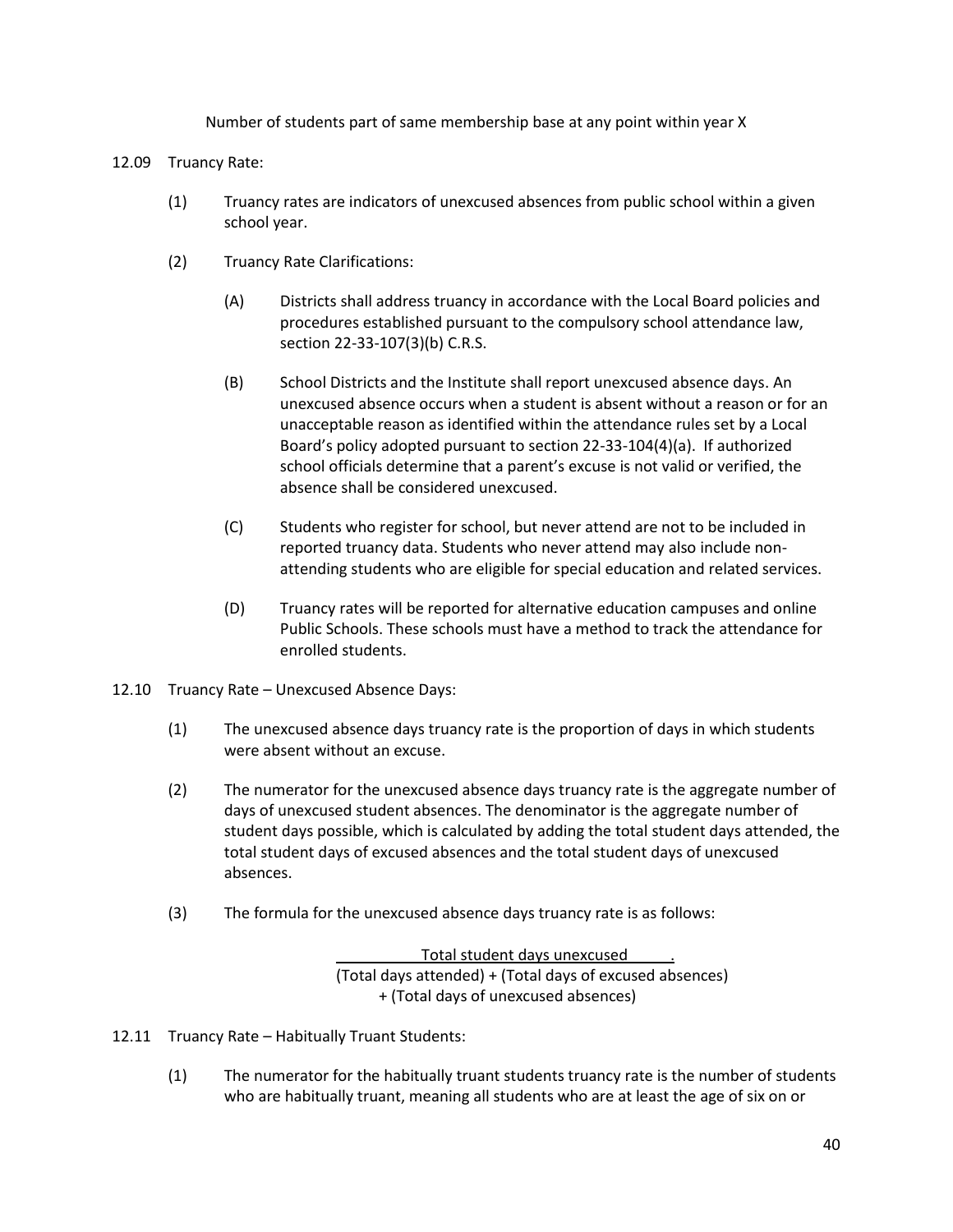Number of students part of same membership base at any point within year X

12.09 Truancy Rate:

(1) Truancy rates are indicators of unexcused absences from public school within a given school year.

(2) Truancy Rate Clarifications:

(A) Districts shall address truancy in accordance with the Local Board policies and procedures established pursuant to the compulsory school attendance law, section 22-33-107(3)(b) C.R.S.

(B) School Districts and the Institute shall report unexcused absence days. An unexcused absence occurs when a student is absent without a reason or for an unacceptable reason as identified within the attendance rules set by a Local Board's policy adopted pursuant to section 22-33-104(4)(a). If authorized school officials determine that a parent's excuse is not valid or verified, the absence shall be considered unexcused.

(C) Students who register for school, but never attend are not to be included in reported truancy data. Students who never attend may also include non-attending students who are eligible for special education and related services.

(D) Truancy rates will be reported for alternative education campuses and online Public Schools. These schools must have a method to track the attendance for enrolled students.

12.10 Truancy Rate – Unexcused Absence Days:

(1) The unexcused absence days truancy rate is the proportion of days in which students were absent without an excuse.

(2) The numerator for the unexcused absence days truancy rate is the aggregate number of days of unexcused student absences. The denominator is the aggregate number of student days possible, which is calculated by adding the total student days attended, the total student days of excused absences and the total student days of unexcused absences.

(3) The formula for the unexcused absence days truancy rate is as follows:

$$\frac{\text{Total student days unexcused}}{(\text{Total days attended}) + (\text{Total days of excused absences}) + (\text{Total days of unexcused absences})}$$

12.11 Truancy Rate – Habitually Truant Students:

(1) The numerator for the habitually truant students truancy rate is the number of students who are habitually truant, meaning all students who are at least the age of six on or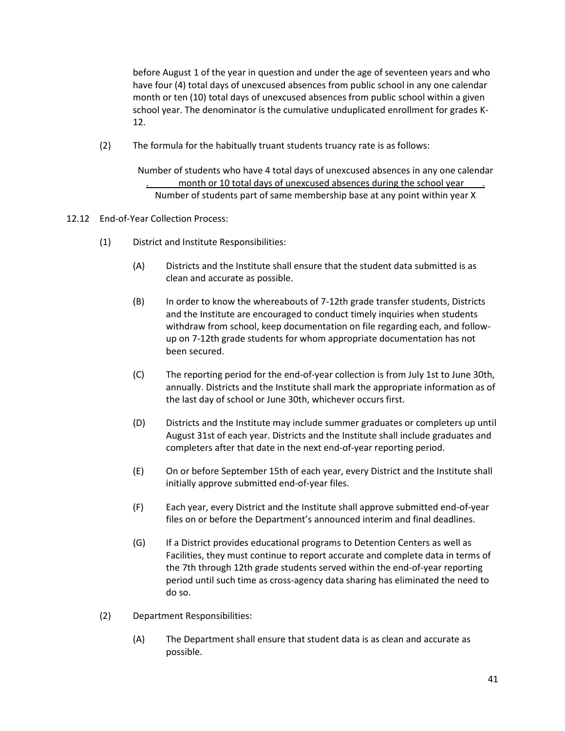before August 1 of the year in question and under the age of seventeen years and who have four (4) total days of unexcused absences from public school in any one calendar month or ten (10) total days of unexcused absences from public school within a given school year. The denominator is the cumulative unduplicated enrollment for grades K-12.

(2) The formula for the habitually truant students truancy rate is as follows:

$$\frac{\text{Number of students who have 4 total days of unexcused absences in any one calendar month or 10 total days of unexcused absences during the school year}}{\text{Number of students part of same membership base at any point within year X}}$$

12.12 End-of-Year Collection Process:

(1) District and Institute Responsibilities:

(A) Districts and the Institute shall ensure that the student data submitted is as clean and accurate as possible.

(B) In order to know the whereabouts of 7-12th grade transfer students, Districts and the Institute are encouraged to conduct timely inquiries when students withdraw from school, keep documentation on file regarding each, and follow-up on 7-12th grade students for whom appropriate documentation has not been secured.

(C) The reporting period for the end-of-year collection is from July 1st to June 30th, annually. Districts and the Institute shall mark the appropriate information as of the last day of school or June 30th, whichever occurs first.

(D) Districts and the Institute may include summer graduates or completers up until August 31st of each year. Districts and the Institute shall include graduates and completers after that date in the next end-of-year reporting period.

(E) On or before September 15th of each year, every District and the Institute shall initially approve submitted end-of-year files.

(F) Each year, every District and the Institute shall approve submitted end-of-year files on or before the Department's announced interim and final deadlines.

(G) If a District provides educational programs to Detention Centers as well as Facilities, they must continue to report accurate and complete data in terms of the 7th through 12th grade students served within the end-of-year reporting period until such time as cross-agency data sharing has eliminated the need to do so.

(2) Department Responsibilities:

(A) The Department shall ensure that student data is as clean and accurate as possible.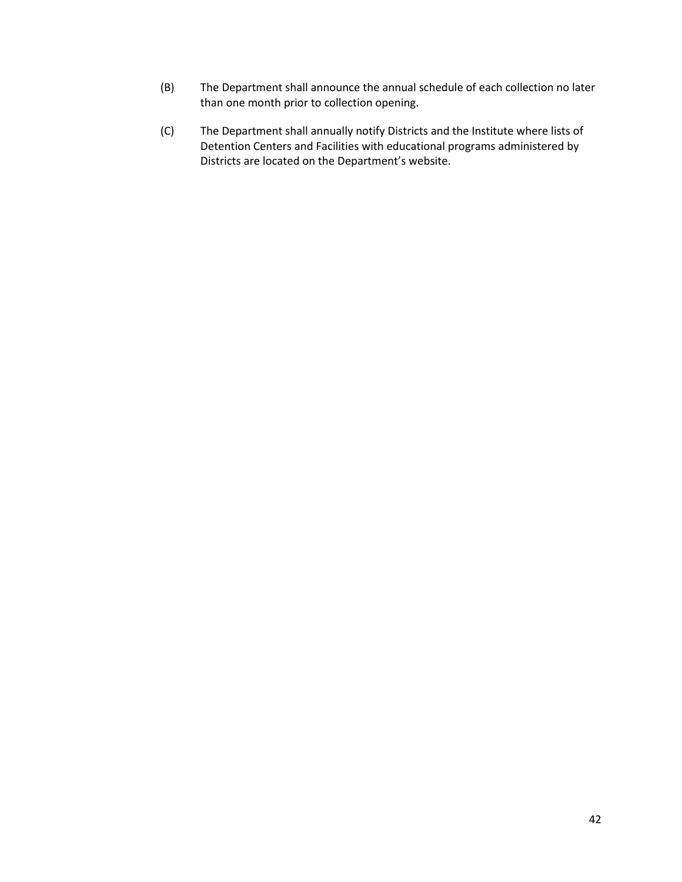(B) The Department shall announce the annual schedule of each collection no later than one month prior to collection opening.

(C) The Department shall annually notify Districts and the Institute where lists of Detention Centers and Facilities with educational programs administered by Districts are located on the Department's website.